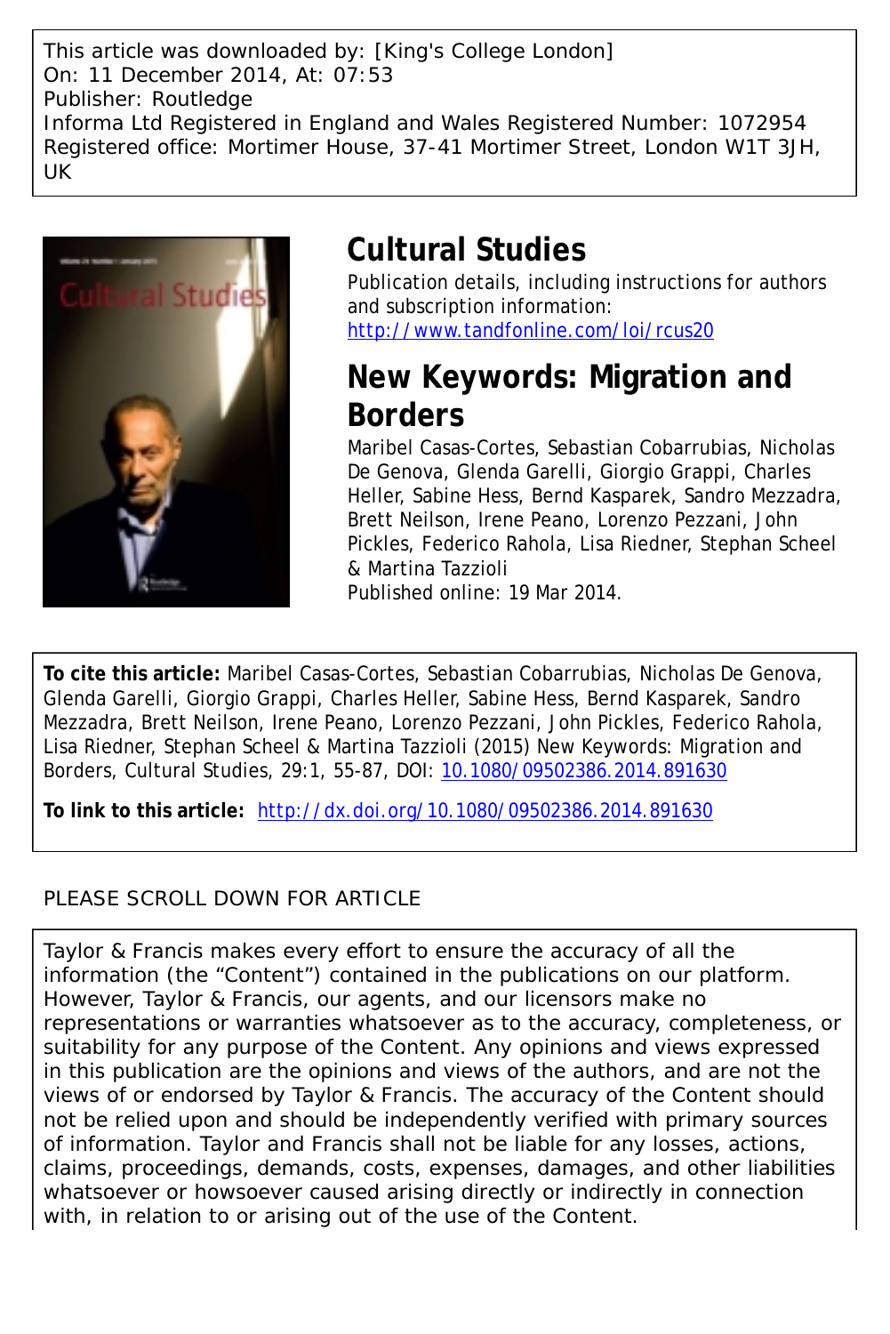This article was downloaded by: [King's College London]
On: 11 December 2014, At: 07:53
Publisher: Routledge
Informa Ltd Registered in England and Wales Registered Number: 1072954
Registered office: Mortimer House, 37-41 Mortimer Street, London W1T 3JH, UK

# Cultural Studies

Publication details, including instructions for authors and subscription information:
http://www.tandfonline.com/loi/rcus20

## New Keywords: Migration and Borders

Maribel Casas-Cortes, Sebastian Cobarrubias, Nicholas De Genova, Glenda Garelli, Giorgio Grappi, Charles Heller, Sabine Hess, Bernd Kasparek, Sandro Mezzadra, Brett Neilson, Irene Peano, Lorenzo Pezzani, John Pickles, Federico Rahola, Lisa Riedner, Stephan Scheel & Martina Tazzioli

Published online: 19 Mar 2014.

**To cite this article:** Maribel Casas-Cortes, Sebastian Cobarrubias, Nicholas De Genova, Glenda Garelli, Giorgio Grappi, Charles Heller, Sabine Hess, Bernd Kasparek, Sandro Mezzadra, Brett Neilson, Irene Peano, Lorenzo Pezzani, John Pickles, Federico Rahola, Lisa Riedner, Stephan Scheel & Martina Tazzioli (2015) New Keywords: Migration and Borders, Cultural Studies, 29:1, 55-87, DOI: 10.1080/09502386.2014.891630

**To link to this article:** http://dx.doi.org/10.1080/09502386.2014.891630

PLEASE SCROLL DOWN FOR ARTICLE

Taylor & Francis makes every effort to ensure the accuracy of all the information (the "Content") contained in the publications on our platform. However, Taylor & Francis, our agents, and our licensors make no representations or warranties whatsoever as to the accuracy, completeness, or suitability for any purpose of the Content. Any opinions and views expressed in this publication are the opinions and views of the authors, and are not the views of or endorsed by Taylor & Francis. The accuracy of the Content should not be relied upon and should be independently verified with primary sources of information. Taylor and Francis shall not be liable for any losses, actions, claims, proceedings, demands, costs, expenses, damages, and other liabilities whatsoever or howsoever caused arising directly or indirectly in connection with, in relation to or arising out of the use of the Content.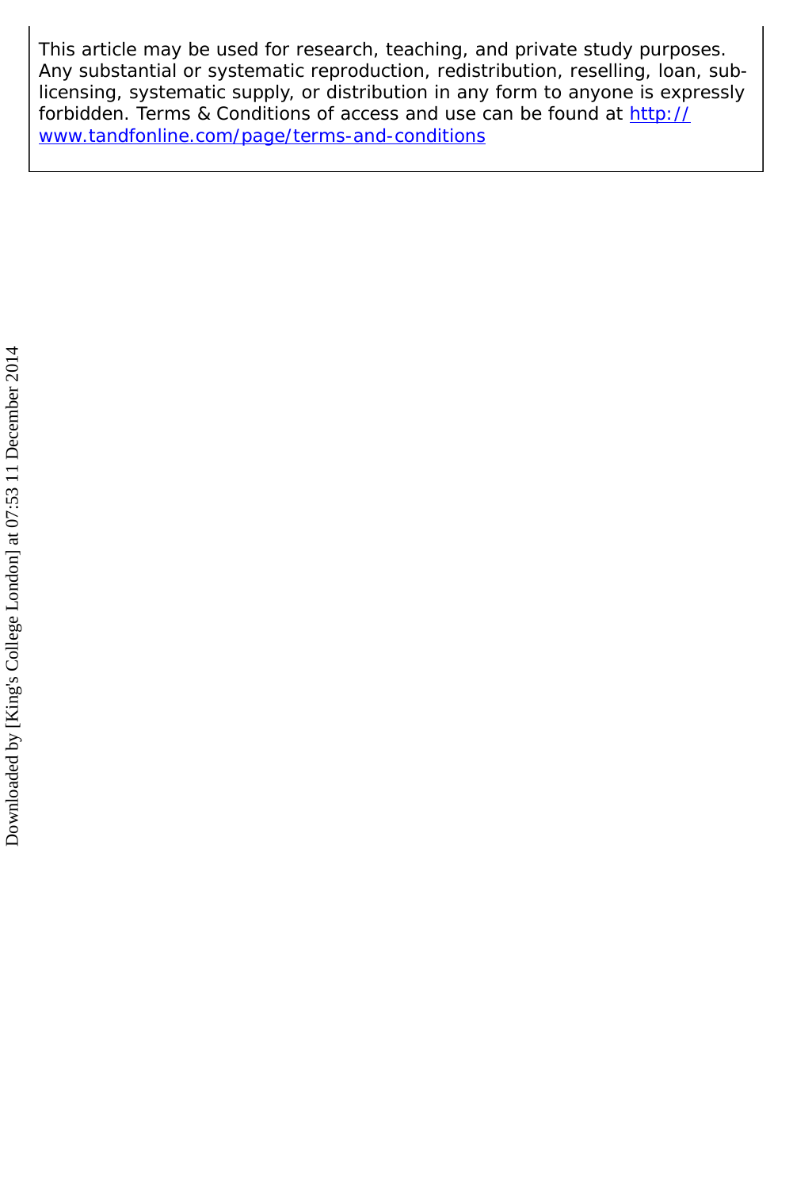This article may be used for research, teaching, and private study purposes. Any substantial or systematic reproduction, redistribution, reselling, loan, sub-licensing, systematic supply, or distribution in any form to anyone is expressly forbidden. Terms & Conditions of access and use can be found at http://www.tandfonline.com/page/terms-and-conditions

Downloaded by [King's College London] at 07:53 11 December 2014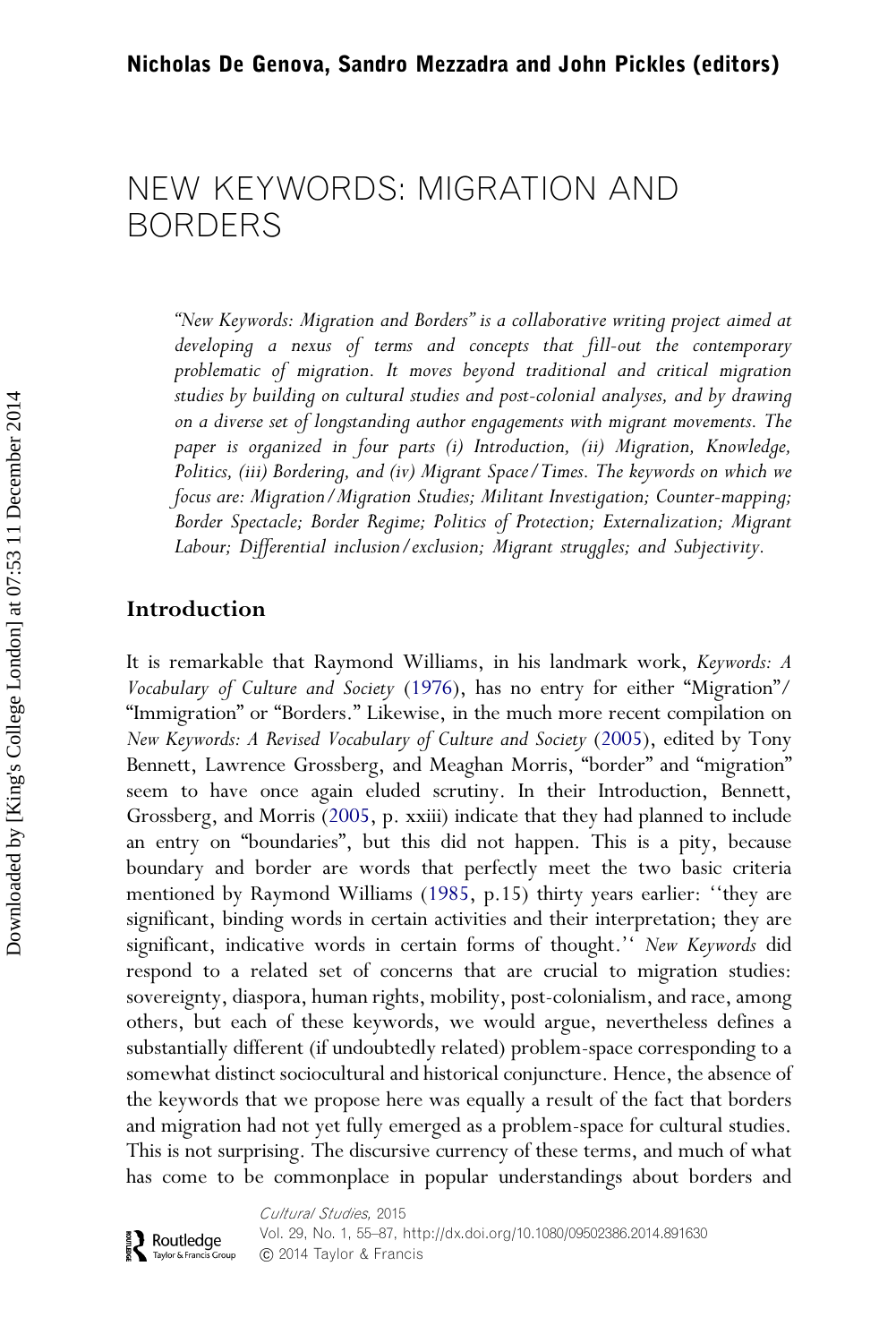**Nicholas De Genova, Sandro Mezzadra and John Pickles (editors)**

# NEW KEYWORDS: MIGRATION AND BORDERS

*"New Keywords: Migration and Borders" is a collaborative writing project aimed at developing a nexus of terms and concepts that fill-out the contemporary problematic of migration. It moves beyond traditional and critical migration studies by building on cultural studies and post-colonial analyses, and by drawing on a diverse set of longstanding author engagements with migrant movements. The paper is organized in four parts (i) Introduction, (ii) Migration, Knowledge, Politics, (iii) Bordering, and (iv) Migrant Space/Times. The keywords on which we focus are: Migration/Migration Studies; Militant Investigation; Counter-mapping; Border Spectacle; Border Regime; Politics of Protection; Externalization; Migrant Labour; Differential inclusion/exclusion; Migrant struggles; and Subjectivity.*

## Introduction

It is remarkable that Raymond Williams, in his landmark work, *Keywords: A Vocabulary of Culture and Society* (1976), has no entry for either "Migration"/ "Immigration" or "Borders." Likewise, in the much more recent compilation on *New Keywords: A Revised Vocabulary of Culture and Society* (2005), edited by Tony Bennett, Lawrence Grossberg, and Meaghan Morris, "border" and "migration" seem to have once again eluded scrutiny. In their Introduction, Bennett, Grossberg, and Morris (2005, p. xxiii) indicate that they had planned to include an entry on "boundaries", but this did not happen. This is a pity, because boundary and border are words that perfectly meet the two basic criteria mentioned by Raymond Williams (1985, p.15) thirty years earlier: ''they are significant, binding words in certain activities and their interpretation; they are significant, indicative words in certain forms of thought.'' *New Keywords* did respond to a related set of concerns that are crucial to migration studies: sovereignty, diaspora, human rights, mobility, post-colonialism, and race, among others, but each of these keywords, we would argue, nevertheless defines a substantially different (if undoubtedly related) problem-space corresponding to a somewhat distinct sociocultural and historical conjuncture. Hence, the absence of the keywords that we propose here was equally a result of the fact that borders and migration had not yet fully emerged as a problem-space for cultural studies. This is not surprising. The discursive currency of these terms, and much of what has come to be commonplace in popular understandings about borders and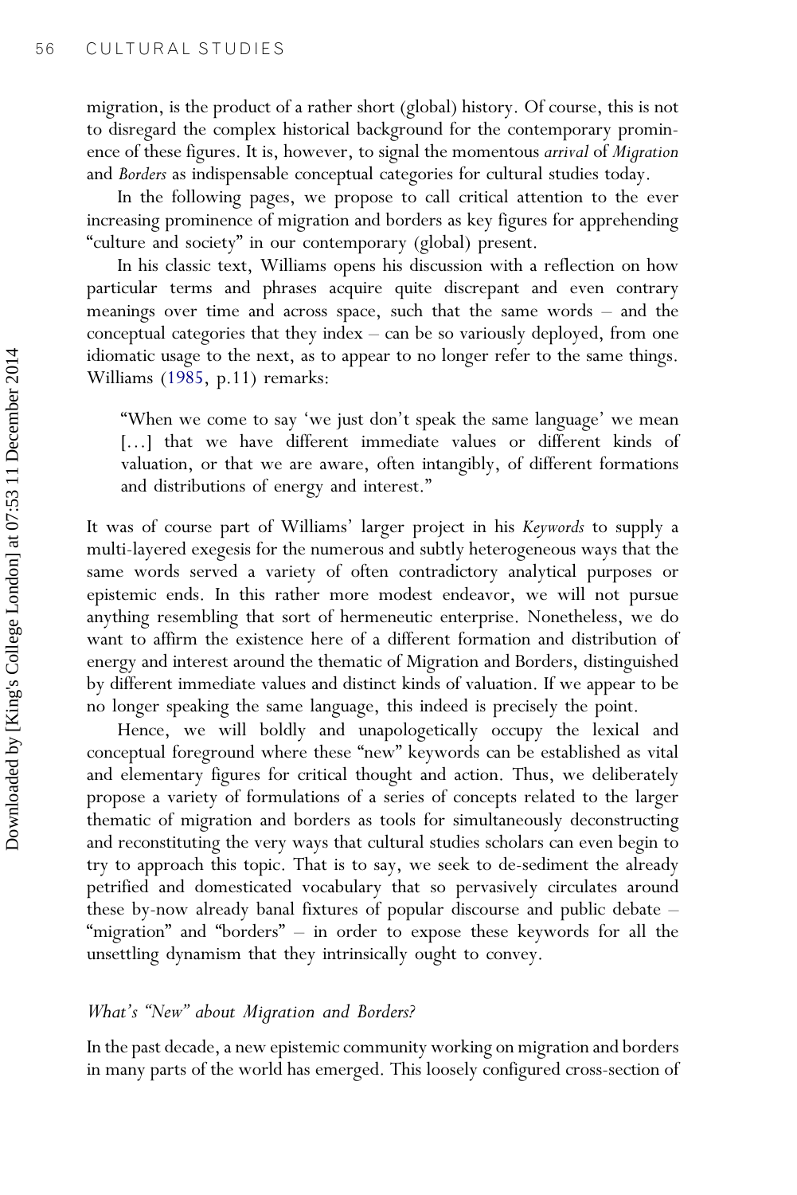migration, is the product of a rather short (global) history. Of course, this is not to disregard the complex historical background for the contemporary prominence of these figures. It is, however, to signal the momentous *arrival* of *Migration* and *Borders* as indispensable conceptual categories for cultural studies today.

In the following pages, we propose to call critical attention to the ever increasing prominence of migration and borders as key figures for apprehending "culture and society" in our contemporary (global) present.

In his classic text, Williams opens his discussion with a reflection on how particular terms and phrases acquire quite discrepant and even contrary meanings over time and across space, such that the same words – and the conceptual categories that they index – can be so variously deployed, from one idiomatic usage to the next, as to appear to no longer refer to the same things. Williams (1985, p.11) remarks:

> "When we come to say 'we just don't speak the same language' we mean [...] that we have different immediate values or different kinds of valuation, or that we are aware, often intangibly, of different formations and distributions of energy and interest."

It was of course part of Williams' larger project in his *Keywords* to supply a multi-layered exegesis for the numerous and subtly heterogeneous ways that the same words served a variety of often contradictory analytical purposes or epistemic ends. In this rather more modest endeavor, we will not pursue anything resembling that sort of hermeneutic enterprise. Nonetheless, we do want to affirm the existence here of a different formation and distribution of energy and interest around the thematic of Migration and Borders, distinguished by different immediate values and distinct kinds of valuation. If we appear to be no longer speaking the same language, this indeed is precisely the point.

Hence, we will boldly and unapologetically occupy the lexical and conceptual foreground where these "new" keywords can be established as vital and elementary figures for critical thought and action. Thus, we deliberately propose a variety of formulations of a series of concepts related to the larger thematic of migration and borders as tools for simultaneously deconstructing and reconstituting the very ways that cultural studies scholars can even begin to try to approach this topic. That is to say, we seek to de-sediment the already petrified and domesticated vocabulary that so pervasively circulates around these by-now already banal fixtures of popular discourse and public debate – "migration" and "borders" – in order to expose these keywords for all the unsettling dynamism that they intrinsically ought to convey.

### *What's "New" about Migration and Borders?*

In the past decade, a new epistemic community working on migration and borders in many parts of the world has emerged. This loosely configured cross-section of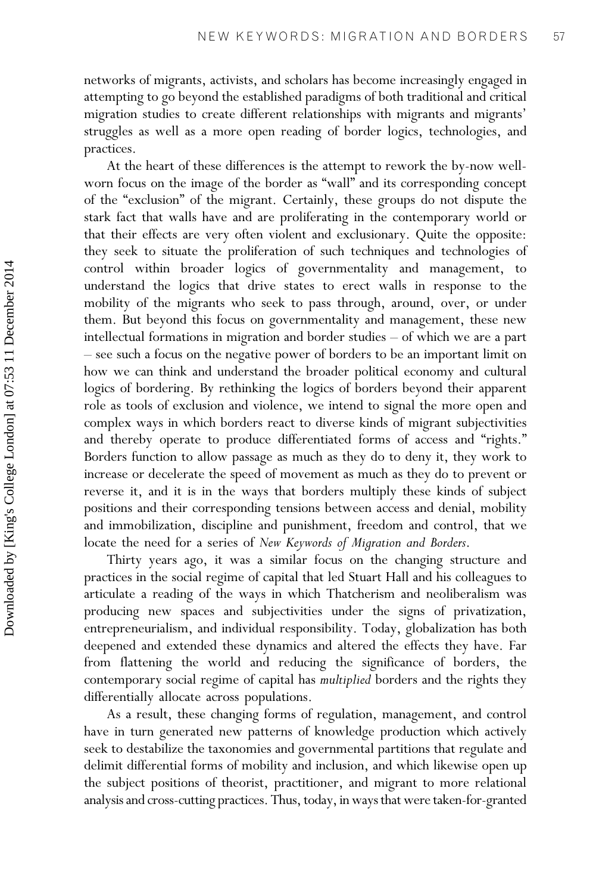networks of migrants, activists, and scholars has become increasingly engaged in attempting to go beyond the established paradigms of both traditional and critical migration studies to create different relationships with migrants and migrants' struggles as well as a more open reading of border logics, technologies, and practices.

At the heart of these differences is the attempt to rework the by-now well-worn focus on the image of the border as "wall" and its corresponding concept of the "exclusion" of the migrant. Certainly, these groups do not dispute the stark fact that walls have and are proliferating in the contemporary world or that their effects are very often violent and exclusionary. Quite the opposite: they seek to situate the proliferation of such techniques and technologies of control within broader logics of governmentality and management, to understand the logics that drive states to erect walls in response to the mobility of the migrants who seek to pass through, around, over, or under them. But beyond this focus on governmentality and management, these new intellectual formations in migration and border studies – of which we are a part – see such a focus on the negative power of borders to be an important limit on how we can think and understand the broader political economy and cultural logics of bordering. By rethinking the logics of borders beyond their apparent role as tools of exclusion and violence, we intend to signal the more open and complex ways in which borders react to diverse kinds of migrant subjectivities and thereby operate to produce differentiated forms of access and "rights." Borders function to allow passage as much as they do to deny it, they work to increase or decelerate the speed of movement as much as they do to prevent or reverse it, and it is in the ways that borders multiply these kinds of subject positions and their corresponding tensions between access and denial, mobility and immobilization, discipline and punishment, freedom and control, that we locate the need for a series of *New Keywords of Migration and Borders*.

Thirty years ago, it was a similar focus on the changing structure and practices in the social regime of capital that led Stuart Hall and his colleagues to articulate a reading of the ways in which Thatcherism and neoliberalism was producing new spaces and subjectivities under the signs of privatization, entrepreneurialism, and individual responsibility. Today, globalization has both deepened and extended these dynamics and altered the effects they have. Far from flattening the world and reducing the significance of borders, the contemporary social regime of capital has *multiplied* borders and the rights they differentially allocate across populations.

As a result, these changing forms of regulation, management, and control have in turn generated new patterns of knowledge production which actively seek to destabilize the taxonomies and governmental partitions that regulate and delimit differential forms of mobility and inclusion, and which likewise open up the subject positions of theorist, practitioner, and migrant to more relational analysis and cross-cutting practices. Thus, today, in ways that were taken-for-granted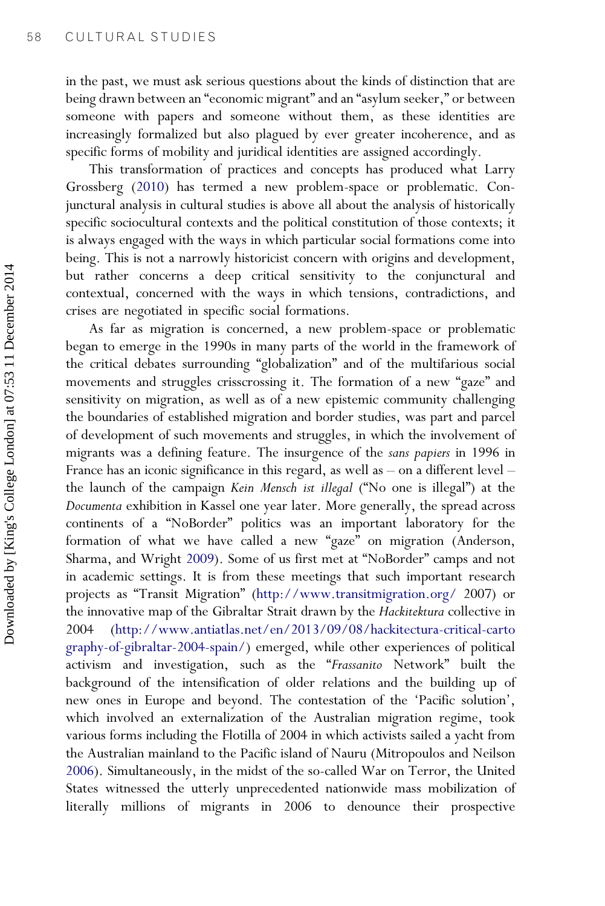in the past, we must ask serious questions about the kinds of distinction that are being drawn between an "economic migrant" and an "asylum seeker," or between someone with papers and someone without them, as these identities are increasingly formalized but also plagued by ever greater incoherence, and as specific forms of mobility and juridical identities are assigned accordingly.

This transformation of practices and concepts has produced what Larry Grossberg (2010) has termed a new problem-space or problematic. Conjunctural analysis in cultural studies is above all about the analysis of historically specific sociocultural contexts and the political constitution of those contexts; it is always engaged with the ways in which particular social formations come into being. This is not a narrowly historicist concern with origins and development, but rather concerns a deep critical sensitivity to the conjunctural and contextual, concerned with the ways in which tensions, contradictions, and crises are negotiated in specific social formations.

As far as migration is concerned, a new problem-space or problematic began to emerge in the 1990s in many parts of the world in the framework of the critical debates surrounding "globalization" and of the multifarious social movements and struggles crisscrossing it. The formation of a new "gaze" and sensitivity on migration, as well as of a new epistemic community challenging the boundaries of established migration and border studies, was part and parcel of development of such movements and struggles, in which the involvement of migrants was a defining feature. The insurgence of the *sans papiers* in 1996 in France has an iconic significance in this regard, as well as – on a different level – the launch of the campaign *Kein Mensch ist illegal* ("No one is illegal") at the *Documenta* exhibition in Kassel one year later. More generally, the spread across continents of a "NoBorder" politics was an important laboratory for the formation of what we have called a new "gaze" on migration (Anderson, Sharma, and Wright 2009). Some of us first met at "NoBorder" camps and not in academic settings. It is from these meetings that such important research projects as "Transit Migration" (http://www.transitmigration.org/ 2007) or the innovative map of the Gibraltar Strait drawn by the *Hackitektura* collective in 2004 (http://www.antiatlas.net/en/2013/09/08/hackitectura-critical-cartography-of-gibraltar-2004-spain/) emerged, while other experiences of political activism and investigation, such as the "*Frassanito* Network" built the background of the intensification of older relations and the building up of new ones in Europe and beyond. The contestation of the 'Pacific solution', which involved an externalization of the Australian migration regime, took various forms including the Flotilla of 2004 in which activists sailed a yacht from the Australian mainland to the Pacific island of Nauru (Mitropoulos and Neilson 2006). Simultaneously, in the midst of the so-called War on Terror, the United States witnessed the utterly unprecedented nationwide mass mobilization of literally millions of migrants in 2006 to denounce their prospective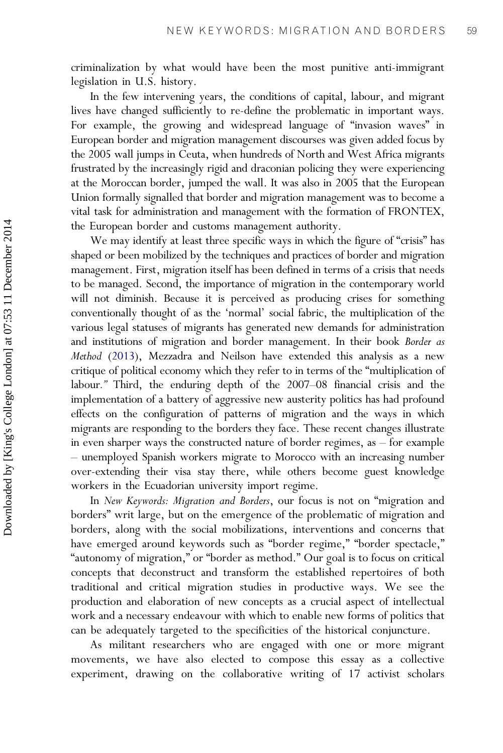criminalization by what would have been the most punitive anti-immigrant legislation in U.S. history.

In the few intervening years, the conditions of capital, labour, and migrant lives have changed sufficiently to re-define the problematic in important ways. For example, the growing and widespread language of "invasion waves" in European border and migration management discourses was given added focus by the 2005 wall jumps in Ceuta, when hundreds of North and West Africa migrants frustrated by the increasingly rigid and draconian policing they were experiencing at the Moroccan border, jumped the wall. It was also in 2005 that the European Union formally signalled that border and migration management was to become a vital task for administration and management with the formation of FRONTEX, the European border and customs management authority.

We may identify at least three specific ways in which the figure of "crisis" has shaped or been mobilized by the techniques and practices of border and migration management. First, migration itself has been defined in terms of a crisis that needs to be managed. Second, the importance of migration in the contemporary world will not diminish. Because it is perceived as producing crises for something conventionally thought of as the 'normal' social fabric, the multiplication of the various legal statuses of migrants has generated new demands for administration and institutions of migration and border management. In their book *Border as Method* (2013), Mezzadra and Neilson have extended this analysis as a new critique of political economy which they refer to in terms of the "multiplication of labour." Third, the enduring depth of the 2007–08 financial crisis and the implementation of a battery of aggressive new austerity politics has had profound effects on the configuration of patterns of migration and the ways in which migrants are responding to the borders they face. These recent changes illustrate in even sharper ways the constructed nature of border regimes, as – for example – unemployed Spanish workers migrate to Morocco with an increasing number over-extending their visa stay there, while others become guest knowledge workers in the Ecuadorian university import regime.

In *New Keywords: Migration and Borders*, our focus is not on "migration and borders" writ large, but on the emergence of the problematic of migration and borders, along with the social mobilizations, interventions and concerns that have emerged around keywords such as "border regime," "border spectacle," "autonomy of migration," or "border as method." Our goal is to focus on critical concepts that deconstruct and transform the established repertoires of both traditional and critical migration studies in productive ways. We see the production and elaboration of new concepts as a crucial aspect of intellectual work and a necessary endeavour with which to enable new forms of politics that can be adequately targeted to the specificities of the historical conjuncture.

As militant researchers who are engaged with one or more migrant movements, we have also elected to compose this essay as a collective experiment, drawing on the collaborative writing of 17 activist scholars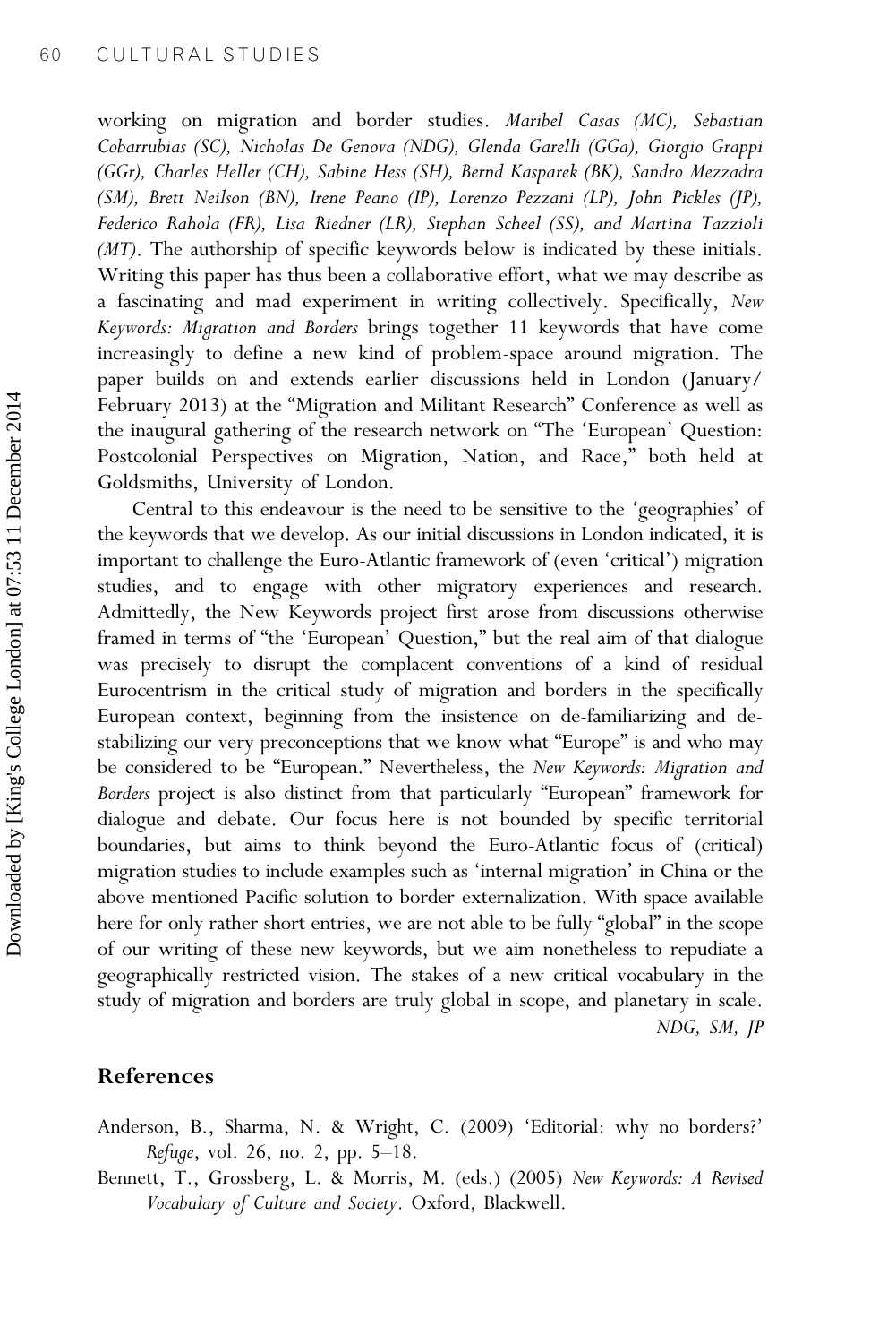working on migration and border studies. *Maribel Casas (MC), Sebastian Cobarrubias (SC), Nicholas De Genova (NDG), Glenda Garelli (GGa), Giorgio Grappi (GGr), Charles Heller (CH), Sabine Hess (SH), Bernd Kasparek (BK), Sandro Mezzadra (SM), Brett Neilson (BN), Irene Peano (IP), Lorenzo Pezzani (LP), John Pickles (JP), Federico Rahola (FR), Lisa Riedner (LR), Stephan Scheel (SS), and Martina Tazzioli (MT)*. The authorship of specific keywords below is indicated by these initials. Writing this paper has thus been a collaborative effort, what we may describe as a fascinating and mad experiment in writing collectively. Specifically, *New Keywords: Migration and Borders* brings together 11 keywords that have come increasingly to define a new kind of problem-space around migration. The paper builds on and extends earlier discussions held in London (January/February 2013) at the "Migration and Militant Research" Conference as well as the inaugural gathering of the research network on "The 'European' Question: Postcolonial Perspectives on Migration, Nation, and Race," both held at Goldsmiths, University of London.

Central to this endeavour is the need to be sensitive to the 'geographies' of the keywords that we develop. As our initial discussions in London indicated, it is important to challenge the Euro-Atlantic framework of (even 'critical') migration studies, and to engage with other migratory experiences and research. Admittedly, the New Keywords project first arose from discussions otherwise framed in terms of "the 'European' Question," but the real aim of that dialogue was precisely to disrupt the complacent conventions of a kind of residual Eurocentrism in the critical study of migration and borders in the specifically European context, beginning from the insistence on de-familiarizing and de-stabilizing our very preconceptions that we know what "Europe" is and who may be considered to be "European." Nevertheless, the *New Keywords: Migration and Borders* project is also distinct from that particularly "European" framework for dialogue and debate. Our focus here is not bounded by specific territorial boundaries, but aims to think beyond the Euro-Atlantic focus of (critical) migration studies to include examples such as 'internal migration' in China or the above mentioned Pacific solution to border externalization. With space available here for only rather short entries, we are not able to be fully "global" in the scope of our writing of these new keywords, but we aim nonetheless to repudiate a geographically restricted vision. The stakes of a new critical vocabulary in the study of migration and borders are truly global in scope, and planetary in scale.

*NDG, SM, JP*

## References

Anderson, B., Sharma, N. & Wright, C. (2009) 'Editorial: why no borders?' *Refuge*, vol. 26, no. 2, pp. 5–18.

Bennett, T., Grossberg, L. & Morris, M. (eds.) (2005) *New Keywords: A Revised Vocabulary of Culture and Society*. Oxford, Blackwell.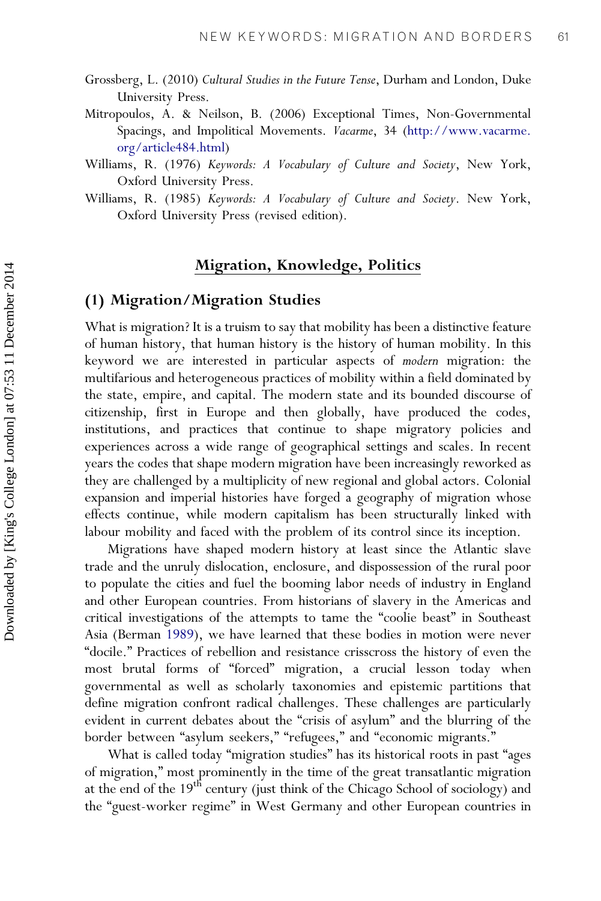Grossberg, L. (2010) *Cultural Studies in the Future Tense*, Durham and London, Duke University Press.

Mitropoulos, A. & Neilson, B. (2006) Exceptional Times, Non-Governmental Spacings, and Impolitical Movements. *Vacarme*, 34 (http://www.vacarme.org/article484.html)

Williams, R. (1976) *Keywords: A Vocabulary of Culture and Society*, New York, Oxford University Press.

Williams, R. (1985) *Keywords: A Vocabulary of Culture and Society*. New York, Oxford University Press (revised edition).

## Migration, Knowledge, Politics

### (1) Migration/Migration Studies

What is migration? It is a truism to say that mobility has been a distinctive feature of human history, that human history is the history of human mobility. In this keyword we are interested in particular aspects of *modern* migration: the multifarious and heterogeneous practices of mobility within a field dominated by the state, empire, and capital. The modern state and its bounded discourse of citizenship, first in Europe and then globally, have produced the codes, institutions, and practices that continue to shape migratory policies and experiences across a wide range of geographical settings and scales. In recent years the codes that shape modern migration have been increasingly reworked as they are challenged by a multiplicity of new regional and global actors. Colonial expansion and imperial histories have forged a geography of migration whose effects continue, while modern capitalism has been structurally linked with labour mobility and faced with the problem of its control since its inception.

Migrations have shaped modern history at least since the Atlantic slave trade and the unruly dislocation, enclosure, and dispossession of the rural poor to populate the cities and fuel the booming labor needs of industry in England and other European countries. From historians of slavery in the Americas and critical investigations of the attempts to tame the "coolie beast" in Southeast Asia (Berman 1989), we have learned that these bodies in motion were never "docile." Practices of rebellion and resistance crisscross the history of even the most brutal forms of "forced" migration, a crucial lesson today when governmental as well as scholarly taxonomies and epistemic partitions that define migration confront radical challenges. These challenges are particularly evident in current debates about the "crisis of asylum" and the blurring of the border between "asylum seekers," "refugees," and "economic migrants."

What is called today "migration studies" has its historical roots in past "ages of migration," most prominently in the time of the great transatlantic migration at the end of the 19th century (just think of the Chicago School of sociology) and the "guest-worker regime" in West Germany and other European countries in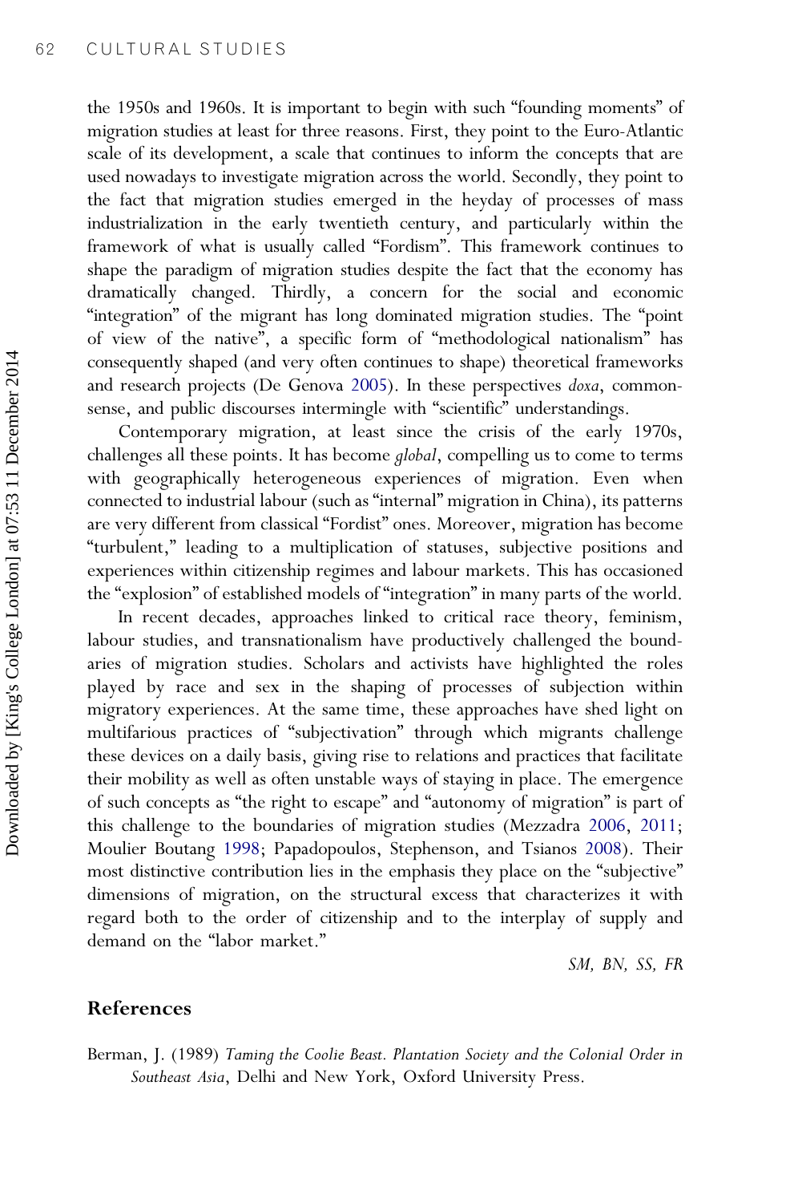the 1950s and 1960s. It is important to begin with such "founding moments" of migration studies at least for three reasons. First, they point to the Euro-Atlantic scale of its development, a scale that continues to inform the concepts that are used nowadays to investigate migration across the world. Secondly, they point to the fact that migration studies emerged in the heyday of processes of mass industrialization in the early twentieth century, and particularly within the framework of what is usually called "Fordism". This framework continues to shape the paradigm of migration studies despite the fact that the economy has dramatically changed. Thirdly, a concern for the social and economic "integration" of the migrant has long dominated migration studies. The "point of view of the native", a specific form of "methodological nationalism" has consequently shaped (and very often continues to shape) theoretical frameworks and research projects (De Genova 2005). In these perspectives *doxa*, common-sense, and public discourses intermingle with "scientific" understandings.

Contemporary migration, at least since the crisis of the early 1970s, challenges all these points. It has become *global*, compelling us to come to terms with geographically heterogeneous experiences of migration. Even when connected to industrial labour (such as "internal" migration in China), its patterns are very different from classical "Fordist" ones. Moreover, migration has become "turbulent," leading to a multiplication of statuses, subjective positions and experiences within citizenship regimes and labour markets. This has occasioned the "explosion" of established models of "integration" in many parts of the world.

In recent decades, approaches linked to critical race theory, feminism, labour studies, and transnationalism have productively challenged the boundaries of migration studies. Scholars and activists have highlighted the roles played by race and sex in the shaping of processes of subjection within migratory experiences. At the same time, these approaches have shed light on multifarious practices of "subjectivation" through which migrants challenge these devices on a daily basis, giving rise to relations and practices that facilitate their mobility as well as often unstable ways of staying in place. The emergence of such concepts as "the right to escape" and "autonomy of migration" is part of this challenge to the boundaries of migration studies (Mezzadra 2006, 2011; Moulier Boutang 1998; Papadopoulos, Stephenson, and Tsianos 2008). Their most distinctive contribution lies in the emphasis they place on the "subjective" dimensions of migration, on the structural excess that characterizes it with regard both to the order of citizenship and to the interplay of supply and demand on the "labor market."

*SM, BN, SS, FR*

## References

Berman, J. (1989) *Taming the Coolie Beast. Plantation Society and the Colonial Order in Southeast Asia*, Delhi and New York, Oxford University Press.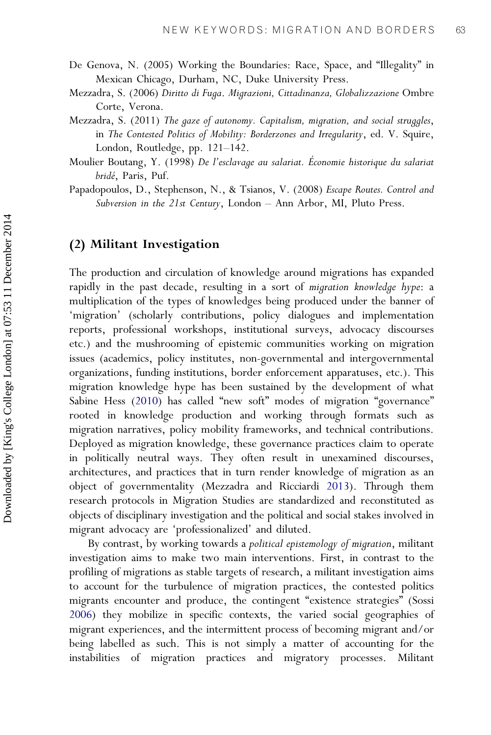De Genova, N. (2005) Working the Boundaries: Race, Space, and "Illegality" in Mexican Chicago, Durham, NC, Duke University Press.

Mezzadra, S. (2006) *Diritto di Fuga. Migrazioni, Cittadinanza, Globalizzazione* Ombre Corte, Verona.

Mezzadra, S. (2011) *The gaze of autonomy. Capitalism, migration, and social struggles*, in *The Contested Politics of Mobility: Borderzones and Irregularity*, ed. V. Squire, London, Routledge, pp. 121–142.

Moulier Boutang, Y. (1998) *De l'esclavage au salariat. Économie historique du salariat bridé*, Paris, Puf.

Papadopoulos, D., Stephenson, N., & Tsianos, V. (2008) *Escape Routes. Control and Subversion in the 21st Century*, London – Ann Arbor, MI, Pluto Press.

## (2) Militant Investigation

The production and circulation of knowledge around migrations has expanded rapidly in the past decade, resulting in a sort of *migration knowledge hype*: a multiplication of the types of knowledges being produced under the banner of 'migration' (scholarly contributions, policy dialogues and implementation reports, professional workshops, institutional surveys, advocacy discourses etc.) and the mushrooming of epistemic communities working on migration issues (academics, policy institutes, non-governmental and intergovernmental organizations, funding institutions, border enforcement apparatuses, etc.). This migration knowledge hype has been sustained by the development of what Sabine Hess (2010) has called "new soft" modes of migration "governance" rooted in knowledge production and working through formats such as migration narratives, policy mobility frameworks, and technical contributions. Deployed as migration knowledge, these governance practices claim to operate in politically neutral ways. They often result in unexamined discourses, architectures, and practices that in turn render knowledge of migration as an object of governmentality (Mezzadra and Ricciardi 2013). Through them research protocols in Migration Studies are standardized and reconstituted as objects of disciplinary investigation and the political and social stakes involved in migrant advocacy are 'professionalized' and diluted.

By contrast, by working towards a *political epistemology of migration*, militant investigation aims to make two main interventions. First, in contrast to the profiling of migrations as stable targets of research, a militant investigation aims to account for the turbulence of migration practices, the contested politics migrants encounter and produce, the contingent "existence strategies" (Sossi 2006) they mobilize in specific contexts, the varied social geographies of migrant experiences, and the intermittent process of becoming migrant and/or being labelled as such. This is not simply a matter of accounting for the instabilities of migration practices and migratory processes. Militant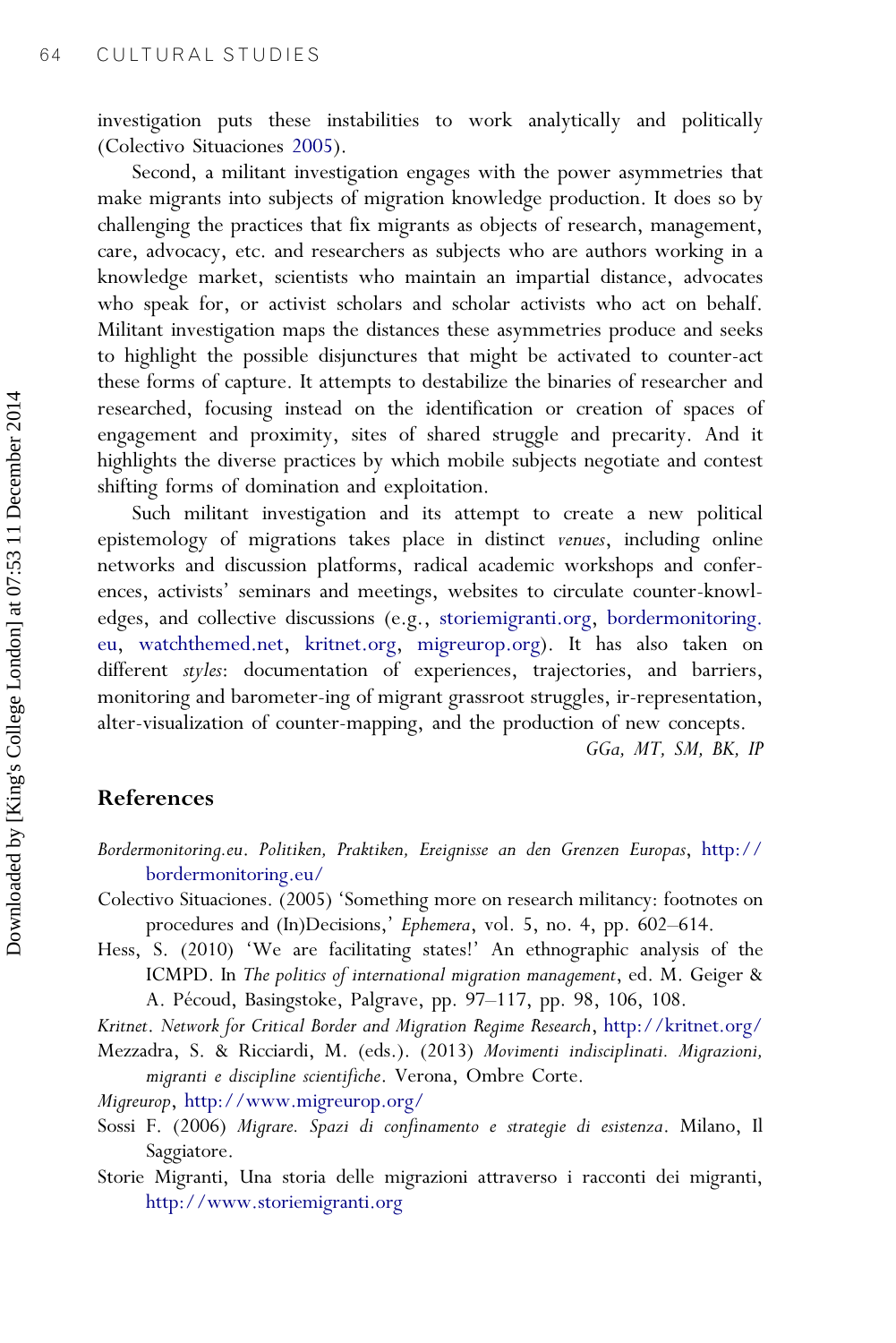investigation puts these instabilities to work analytically and politically (Colectivo Situaciones 2005).

Second, a militant investigation engages with the power asymmetries that make migrants into subjects of migration knowledge production. It does so by challenging the practices that fix migrants as objects of research, management, care, advocacy, etc. and researchers as subjects who are authors working in a knowledge market, scientists who maintain an impartial distance, advocates who speak for, or activist scholars and scholar activists who act on behalf. Militant investigation maps the distances these asymmetries produce and seeks to highlight the possible disjunctures that might be activated to counter-act these forms of capture. It attempts to destabilize the binaries of researcher and researched, focusing instead on the identification or creation of spaces of engagement and proximity, sites of shared struggle and precarity. And it highlights the diverse practices by which mobile subjects negotiate and contest shifting forms of domination and exploitation.

Such militant investigation and its attempt to create a new political epistemology of migrations takes place in distinct *venues*, including online networks and discussion platforms, radical academic workshops and conferences, activists' seminars and meetings, websites to circulate counter-knowledges, and collective discussions (e.g., storiemigranti.org, bordermonitoring.eu, watchthemed.net, kritnet.org, migreurop.org). It has also taken on different *styles*: documentation of experiences, trajectories, and barriers, monitoring and barometer-ing of migrant grassroot struggles, ir-representation, alter-visualization of counter-mapping, and the production of new concepts.

*GGa, MT, SM, BK, IP*

## References

*Bordermonitoring.eu*. *Politiken, Praktiken, Ereignisse an den Grenzen Europas*, http://bordermonitoring.eu/

Colectivo Situaciones. (2005) 'Something more on research militancy: footnotes on procedures and (In)Decisions,' *Ephemera*, vol. 5, no. 4, pp. 602–614.

Hess, S. (2010) 'We are facilitating states!' An ethnographic analysis of the ICMPD. In *The politics of international migration management*, ed. M. Geiger & A. Pécoud, Basingstoke, Palgrave, pp. 97–117, pp. 98, 106, 108.

*Kritnet*. *Network for Critical Border and Migration Regime Research*, http://kritnet.org/

Mezzadra, S. & Ricciardi, M. (eds.). (2013) *Movimenti indisciplinati. Migrazioni, migranti e discipline scientifiche*. Verona, Ombre Corte.

*Migreurop*, http://www.migreurop.org/

Sossi F. (2006) *Migrare. Spazi di confinamento e strategie di esistenza*. Milano, Il Saggiatore.

Storie Migranti, Una storia delle migrazioni attraverso i racconti dei migranti, http://www.storiemigranti.org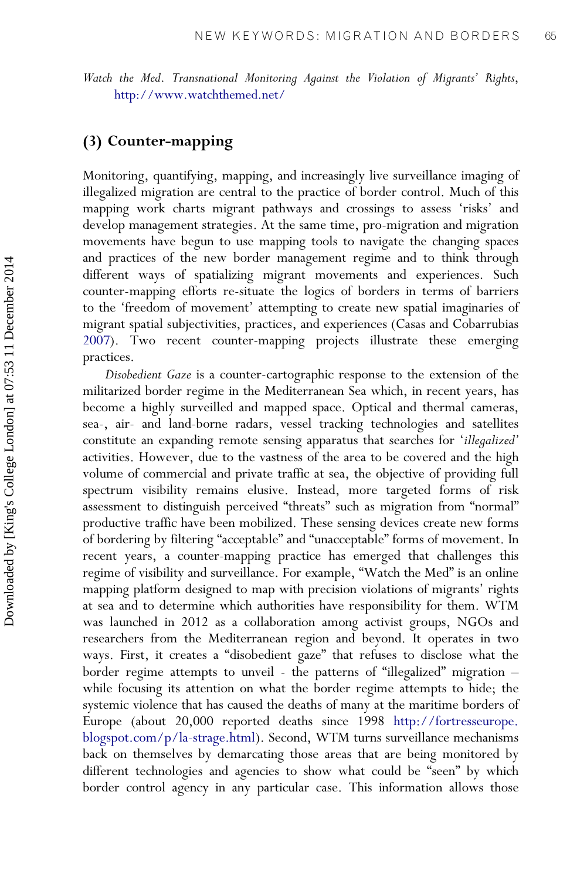*Watch the Med. Transnational Monitoring Against the Violation of Migrants' Rights*, http://www.watchthemed.net/

## (3) Counter-mapping

Monitoring, quantifying, mapping, and increasingly live surveillance imaging of illegalized migration are central to the practice of border control. Much of this mapping work charts migrant pathways and crossings to assess 'risks' and develop management strategies. At the same time, pro-migration and migration movements have begun to use mapping tools to navigate the changing spaces and practices of the new border management regime and to think through different ways of spatializing migrant movements and experiences. Such counter-mapping efforts re-situate the logics of borders in terms of barriers to the 'freedom of movement' attempting to create new spatial imaginaries of migrant spatial subjectivities, practices, and experiences (Casas and Cobarrubias 2007). Two recent counter-mapping projects illustrate these emerging practices.

*Disobedient Gaze* is a counter-cartographic response to the extension of the militarized border regime in the Mediterranean Sea which, in recent years, has become a highly surveilled and mapped space. Optical and thermal cameras, sea-, air- and land-borne radars, vessel tracking technologies and satellites constitute an expanding remote sensing apparatus that searches for '*illegalized*' activities. However, due to the vastness of the area to be covered and the high volume of commercial and private traffic at sea, the objective of providing full spectrum visibility remains elusive. Instead, more targeted forms of risk assessment to distinguish perceived "threats" such as migration from "normal" productive traffic have been mobilized. These sensing devices create new forms of bordering by filtering "acceptable" and "unacceptable" forms of movement. In recent years, a counter-mapping practice has emerged that challenges this regime of visibility and surveillance. For example, "Watch the Med" is an online mapping platform designed to map with precision violations of migrants' rights at sea and to determine which authorities have responsibility for them. WTM was launched in 2012 as a collaboration among activist groups, NGOs and researchers from the Mediterranean region and beyond. It operates in two ways. First, it creates a "disobedient gaze" that refuses to disclose what the border regime attempts to unveil - the patterns of "illegalized" migration – while focusing its attention on what the border regime attempts to hide; the systemic violence that has caused the deaths of many at the maritime borders of Europe (about 20,000 reported deaths since 1998 http://fortresseurope.blogspot.com/p/la-strage.html). Second, WTM turns surveillance mechanisms back on themselves by demarcating those areas that are being monitored by different technologies and agencies to show what could be "seen" by which border control agency in any particular case. This information allows those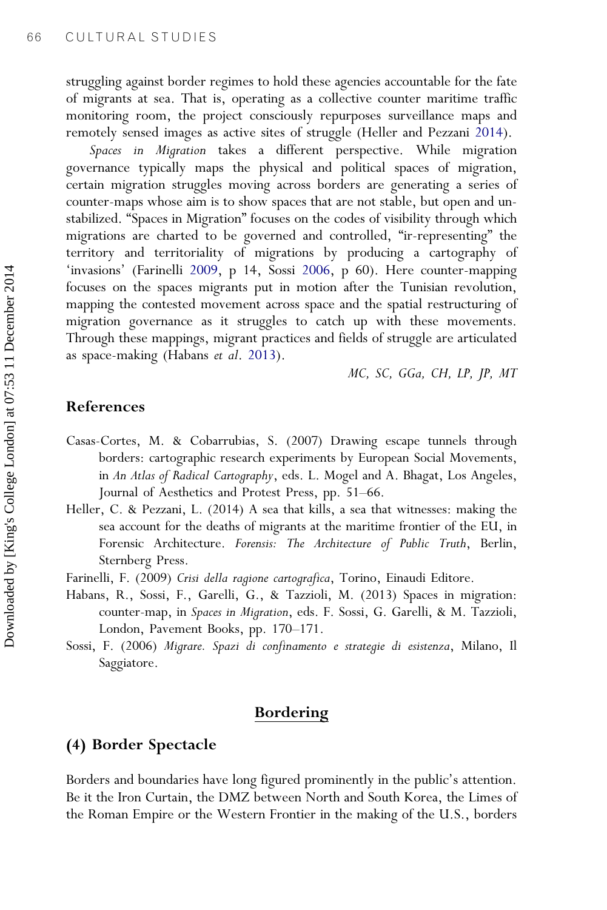struggling against border regimes to hold these agencies accountable for the fate of migrants at sea. That is, operating as a collective counter maritime traffic monitoring room, the project consciously repurposes surveillance maps and remotely sensed images as active sites of struggle (Heller and Pezzani 2014).

*Spaces in Migration* takes a different perspective. While migration governance typically maps the physical and political spaces of migration, certain migration struggles moving across borders are generating a series of counter-maps whose aim is to show spaces that are not stable, but open and un-stabilized. "Spaces in Migration" focuses on the codes of visibility through which migrations are charted to be governed and controlled, "ir-representing" the territory and territoriality of migrations by producing a cartography of 'invasions' (Farinelli 2009, p 14, Sossi 2006, p 60). Here counter-mapping focuses on the spaces migrants put in motion after the Tunisian revolution, mapping the contested movement across space and the spatial restructuring of migration governance as it struggles to catch up with these movements. Through these mappings, migrant practices and fields of struggle are articulated as space-making (Habans *et al*. 2013).

*MC, SC, GGa, CH, LP, JP, MT*

## References

Casas-Cortes, M. & Cobarrubias, S. (2007) Drawing escape tunnels through borders: cartographic research experiments by European Social Movements, in *An Atlas of Radical Cartography*, eds. L. Mogel and A. Bhagat, Los Angeles, Journal of Aesthetics and Protest Press, pp. 51–66.

Heller, C. & Pezzani, L. (2014) A sea that kills, a sea that witnesses: making the sea account for the deaths of migrants at the maritime frontier of the EU, in Forensic Architecture. *Forensis: The Architecture of Public Truth*, Berlin, Sternberg Press.

Farinelli, F. (2009) *Crisi della ragione cartografica*, Torino, Einaudi Editore.

Habans, R., Sossi, F., Garelli, G., & Tazzioli, M. (2013) Spaces in migration: counter-map, in *Spaces in Migration*, eds. F. Sossi, G. Garelli, & M. Tazzioli, London, Pavement Books, pp. 170–171.

Sossi, F. (2006) *Migrare. Spazi di confinamento e strategie di esistenza*, Milano, Il Saggiatore.

# Bordering

## (4) Border Spectacle

Borders and boundaries have long figured prominently in the public's attention. Be it the Iron Curtain, the DMZ between North and South Korea, the Limes of the Roman Empire or the Western Frontier in the making of the U.S., borders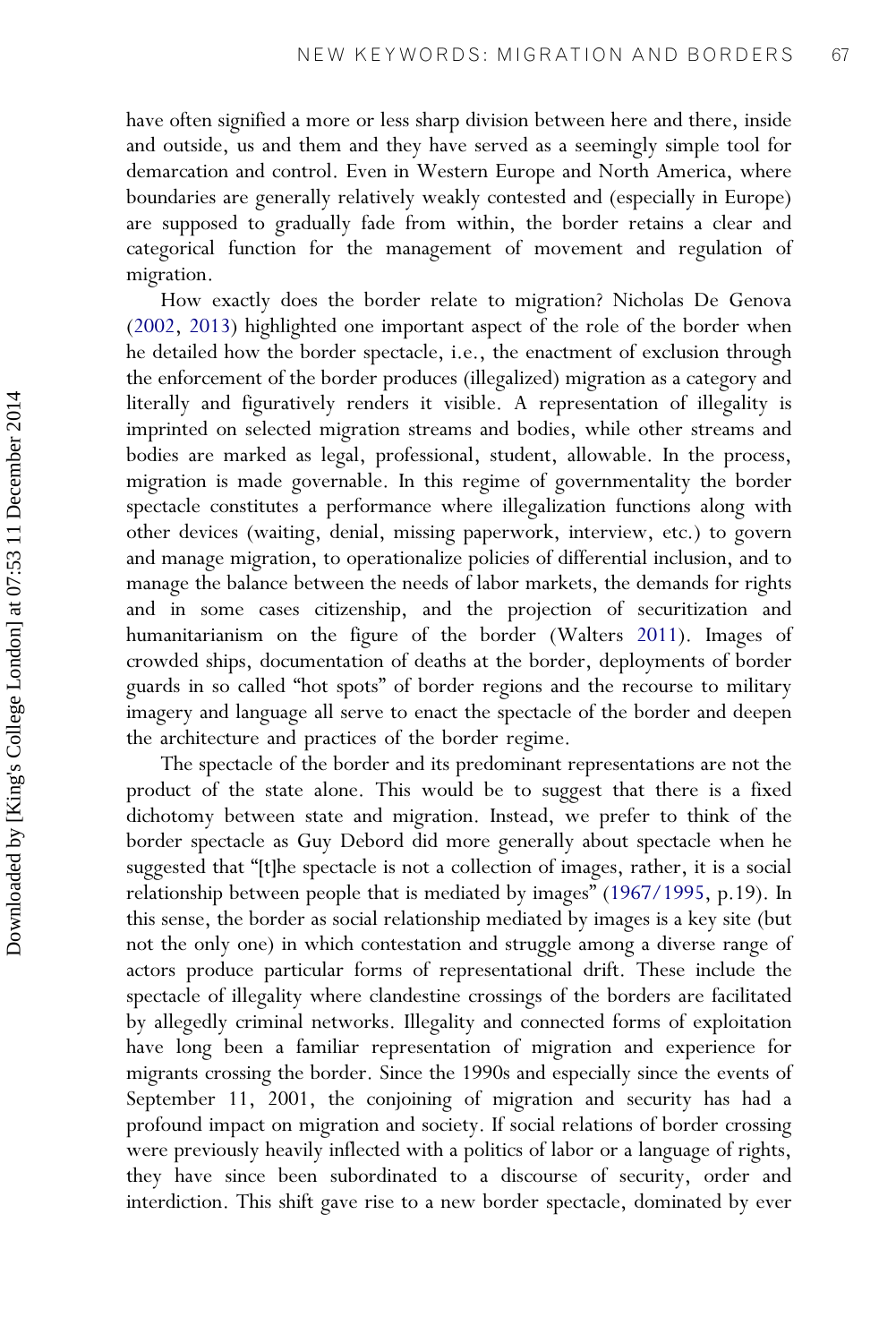have often signified a more or less sharp division between here and there, inside and outside, us and them and they have served as a seemingly simple tool for demarcation and control. Even in Western Europe and North America, where boundaries are generally relatively weakly contested and (especially in Europe) are supposed to gradually fade from within, the border retains a clear and categorical function for the management of movement and regulation of migration.

How exactly does the border relate to migration? Nicholas De Genova (2002, 2013) highlighted one important aspect of the role of the border when he detailed how the border spectacle, i.e., the enactment of exclusion through the enforcement of the border produces (illegalized) migration as a category and literally and figuratively renders it visible. A representation of illegality is imprinted on selected migration streams and bodies, while other streams and bodies are marked as legal, professional, student, allowable. In the process, migration is made governable. In this regime of governmentality the border spectacle constitutes a performance where illegalization functions along with other devices (waiting, denial, missing paperwork, interview, etc.) to govern and manage migration, to operationalize policies of differential inclusion, and to manage the balance between the needs of labor markets, the demands for rights and in some cases citizenship, and the projection of securitization and humanitarianism on the figure of the border (Walters 2011). Images of crowded ships, documentation of deaths at the border, deployments of border guards in so called "hot spots" of border regions and the recourse to military imagery and language all serve to enact the spectacle of the border and deepen the architecture and practices of the border regime.

The spectacle of the border and its predominant representations are not the product of the state alone. This would be to suggest that there is a fixed dichotomy between state and migration. Instead, we prefer to think of the border spectacle as Guy Debord did more generally about spectacle when he suggested that "[t]he spectacle is not a collection of images, rather, it is a social relationship between people that is mediated by images" (1967/1995, p.19). In this sense, the border as social relationship mediated by images is a key site (but not the only one) in which contestation and struggle among a diverse range of actors produce particular forms of representational drift. These include the spectacle of illegality where clandestine crossings of the borders are facilitated by allegedly criminal networks. Illegality and connected forms of exploitation have long been a familiar representation of migration and experience for migrants crossing the border. Since the 1990s and especially since the events of September 11, 2001, the conjoining of migration and security has had a profound impact on migration and society. If social relations of border crossing were previously heavily inflected with a politics of labor or a language of rights, they have since been subordinated to a discourse of security, order and interdiction. This shift gave rise to a new border spectacle, dominated by ever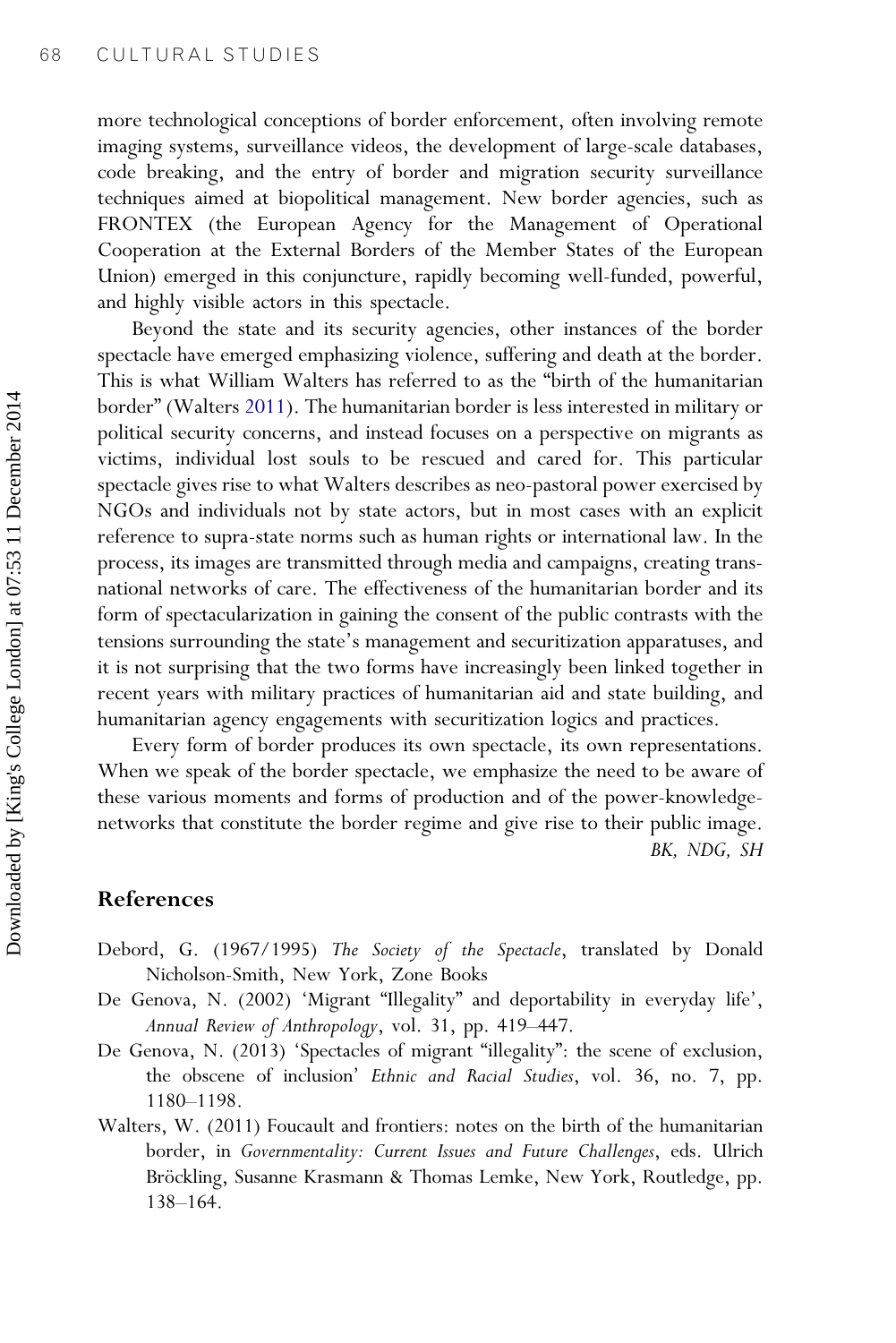more technological conceptions of border enforcement, often involving remote imaging systems, surveillance videos, the development of large-scale databases, code breaking, and the entry of border and migration security surveillance techniques aimed at biopolitical management. New border agencies, such as FRONTEX (the European Agency for the Management of Operational Cooperation at the External Borders of the Member States of the European Union) emerged in this conjuncture, rapidly becoming well-funded, powerful, and highly visible actors in this spectacle.

Beyond the state and its security agencies, other instances of the border spectacle have emerged emphasizing violence, suffering and death at the border. This is what William Walters has referred to as the "birth of the humanitarian border" (Walters 2011). The humanitarian border is less interested in military or political security concerns, and instead focuses on a perspective on migrants as victims, individual lost souls to be rescued and cared for. This particular spectacle gives rise to what Walters describes as neo-pastoral power exercised by NGOs and individuals not by state actors, but in most cases with an explicit reference to supra-state norms such as human rights or international law. In the process, its images are transmitted through media and campaigns, creating transnational networks of care. The effectiveness of the humanitarian border and its form of spectacularization in gaining the consent of the public contrasts with the tensions surrounding the state's management and securitization apparatuses, and it is not surprising that the two forms have increasingly been linked together in recent years with military practices of humanitarian aid and state building, and humanitarian agency engagements with securitization logics and practices.

Every form of border produces its own spectacle, its own representations. When we speak of the border spectacle, we emphasize the need to be aware of these various moments and forms of production and of the power-knowledge-networks that constitute the border regime and give rise to their public image.

*BK, NDG, SH*

## References

Debord, G. (1967/1995) *The Society of the Spectacle*, translated by Donald Nicholson-Smith, New York, Zone Books

De Genova, N. (2002) 'Migrant "Illegality" and deportability in everyday life', *Annual Review of Anthropology*, vol. 31, pp. 419–447.

De Genova, N. (2013) 'Spectacles of migrant "illegality": the scene of exclusion, the obscene of inclusion' *Ethnic and Racial Studies*, vol. 36, no. 7, pp. 1180–1198.

Walters, W. (2011) Foucault and frontiers: notes on the birth of the humanitarian border, in *Governmentality: Current Issues and Future Challenges*, eds. Ulrich Bröckling, Susanne Krasmann & Thomas Lemke, New York, Routledge, pp. 138–164.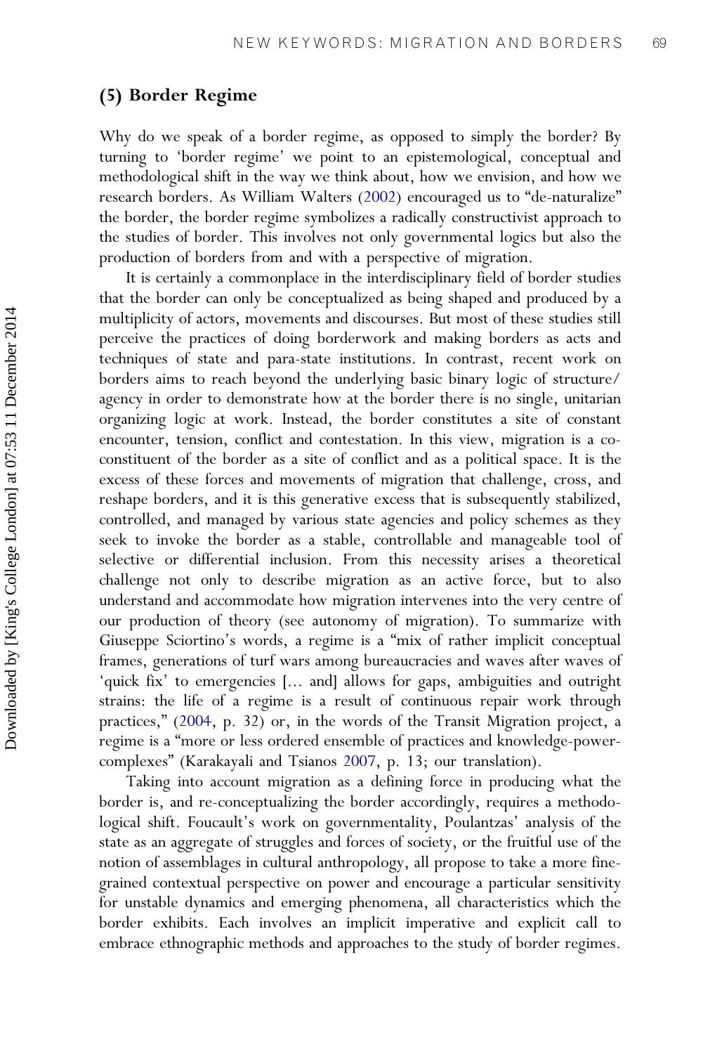## (5) Border Regime

Why do we speak of a border regime, as opposed to simply the border? By turning to 'border regime' we point to an epistemological, conceptual and methodological shift in the way we think about, how we envision, and how we research borders. As William Walters (2002) encouraged us to "de-naturalize" the border, the border regime symbolizes a radically constructivist approach to the studies of border. This involves not only governmental logics but also the production of borders from and with a perspective of migration.

It is certainly a commonplace in the interdisciplinary field of border studies that the border can only be conceptualized as being shaped and produced by a multiplicity of actors, movements and discourses. But most of these studies still perceive the practices of doing borderwork and making borders as acts and techniques of state and para-state institutions. In contrast, recent work on borders aims to reach beyond the underlying basic binary logic of structure/agency in order to demonstrate how at the border there is no single, unitarian organizing logic at work. Instead, the border constitutes a site of constant encounter, tension, conflict and contestation. In this view, migration is a co-constituent of the border as a site of conflict and as a political space. It is the excess of these forces and movements of migration that challenge, cross, and reshape borders, and it is this generative excess that is subsequently stabilized, controlled, and managed by various state agencies and policy schemes as they seek to invoke the border as a stable, controllable and manageable tool of selective or differential inclusion. From this necessity arises a theoretical challenge not only to describe migration as an active force, but to also understand and accommodate how migration intervenes into the very centre of our production of theory (see autonomy of migration). To summarize with Giuseppe Sciortino's words, a regime is a "mix of rather implicit conceptual frames, generations of turf wars among bureaucracies and waves after waves of 'quick fix' to emergencies [… and] allows for gaps, ambiguities and outright strains: the life of a regime is a result of continuous repair work through practices," (2004, p. 32) or, in the words of the Transit Migration project, a regime is a "more or less ordered ensemble of practices and knowledge-power-complexes" (Karakayali and Tsianos 2007, p. 13; our translation).

Taking into account migration as a defining force in producing what the border is, and re-conceptualizing the border accordingly, requires a methodological shift. Foucault's work on governmentality, Poulantzas' analysis of the state as an aggregate of struggles and forces of society, or the fruitful use of the notion of assemblages in cultural anthropology, all propose to take a more fine-grained contextual perspective on power and encourage a particular sensitivity for unstable dynamics and emerging phenomena, all characteristics which the border exhibits. Each involves an implicit imperative and explicit call to embrace ethnographic methods and approaches to the study of border regimes.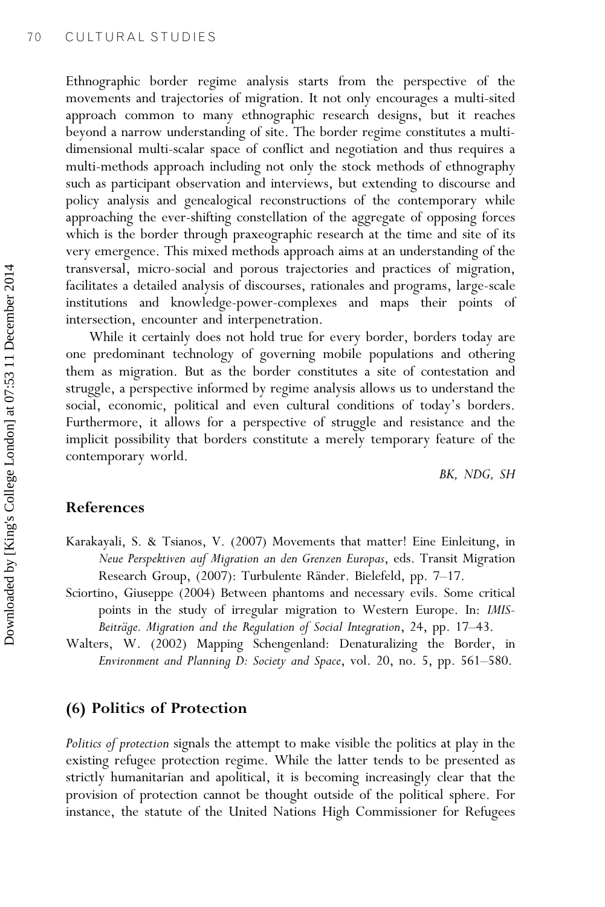Ethnographic border regime analysis starts from the perspective of the movements and trajectories of migration. It not only encourages a multi-sited approach common to many ethnographic research designs, but it reaches beyond a narrow understanding of site. The border regime constitutes a multi-dimensional multi-scalar space of conflict and negotiation and thus requires a multi-methods approach including not only the stock methods of ethnography such as participant observation and interviews, but extending to discourse and policy analysis and genealogical reconstructions of the contemporary while approaching the ever-shifting constellation of the aggregate of opposing forces which is the border through praxeographic research at the time and site of its very emergence. This mixed methods approach aims at an understanding of the transversal, micro-social and porous trajectories and practices of migration, facilitates a detailed analysis of discourses, rationales and programs, large-scale institutions and knowledge-power-complexes and maps their points of intersection, encounter and interpenetration.

While it certainly does not hold true for every border, borders today are one predominant technology of governing mobile populations and othering them as migration. But as the border constitutes a site of contestation and struggle, a perspective informed by regime analysis allows us to understand the social, economic, political and even cultural conditions of today's borders. Furthermore, it allows for a perspective of struggle and resistance and the implicit possibility that borders constitute a merely temporary feature of the contemporary world.

*BK, NDG, SH*

## References

Karakayali, S. & Tsianos, V. (2007) Movements that matter! Eine Einleitung, in *Neue Perspektiven auf Migration an den Grenzen Europas*, eds. Transit Migration Research Group, (2007): Turbulente Ränder. Bielefeld, pp. 7–17.

Sciortino, Giuseppe (2004) Between phantoms and necessary evils. Some critical points in the study of irregular migration to Western Europe. In: *IMIS-Beiträge. Migration and the Regulation of Social Integration*, 24, pp. 17–43.

Walters, W. (2002) Mapping Schengenland: Denaturalizing the Border, in *Environment and Planning D: Society and Space*, vol. 20, no. 5, pp. 561–580.

## (6) Politics of Protection

*Politics of protection* signals the attempt to make visible the politics at play in the existing refugee protection regime. While the latter tends to be presented as strictly humanitarian and apolitical, it is becoming increasingly clear that the provision of protection cannot be thought outside of the political sphere. For instance, the statute of the United Nations High Commissioner for Refugees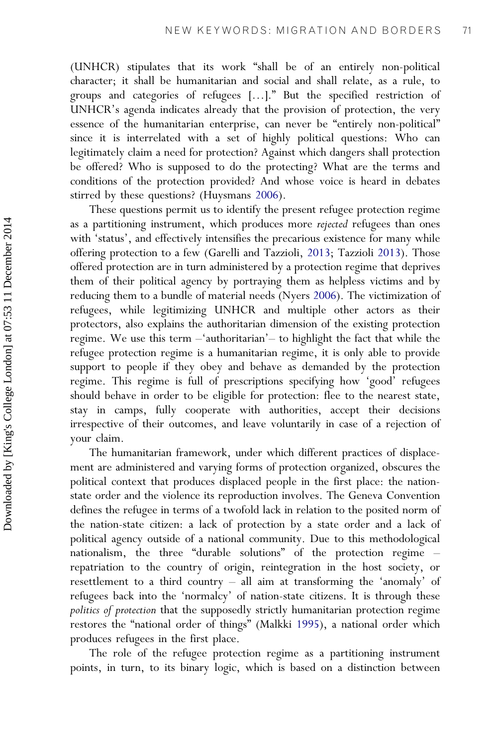(UNHCR) stipulates that its work "shall be of an entirely non-political character; it shall be humanitarian and social and shall relate, as a rule, to groups and categories of refugees […]." But the specified restriction of UNHCR's agenda indicates already that the provision of protection, the very essence of the humanitarian enterprise, can never be "entirely non-political" since it is interrelated with a set of highly political questions: Who can legitimately claim a need for protection? Against which dangers shall protection be offered? Who is supposed to do the protecting? What are the terms and conditions of the protection provided? And whose voice is heard in debates stirred by these questions? (Huysmans 2006).

These questions permit us to identify the present refugee protection regime as a partitioning instrument, which produces more *rejected* refugees than ones with 'status', and effectively intensifies the precarious existence for many while offering protection to a few (Garelli and Tazzioli, 2013; Tazzioli 2013). Those offered protection are in turn administered by a protection regime that deprives them of their political agency by portraying them as helpless victims and by reducing them to a bundle of material needs (Nyers 2006). The victimization of refugees, while legitimizing UNHCR and multiple other actors as their protectors, also explains the authoritarian dimension of the existing protection regime. We use this term –'authoritarian'– to highlight the fact that while the refugee protection regime is a humanitarian regime, it is only able to provide support to people if they obey and behave as demanded by the protection regime. This regime is full of prescriptions specifying how 'good' refugees should behave in order to be eligible for protection: flee to the nearest state, stay in camps, fully cooperate with authorities, accept their decisions irrespective of their outcomes, and leave voluntarily in case of a rejection of your claim.

The humanitarian framework, under which different practices of displacement are administered and varying forms of protection organized, obscures the political context that produces displaced people in the first place: the nation-state order and the violence its reproduction involves. The Geneva Convention defines the refugee in terms of a twofold lack in relation to the posited norm of the nation-state citizen: a lack of protection by a state order and a lack of political agency outside of a national community. Due to this methodological nationalism, the three "durable solutions" of the protection regime – repatriation to the country of origin, reintegration in the host society, or resettlement to a third country – all aim at transforming the 'anomaly' of refugees back into the 'normalcy' of nation-state citizens. It is through these *politics of protection* that the supposedly strictly humanitarian protection regime restores the "national order of things" (Malkki 1995), a national order which produces refugees in the first place.

The role of the refugee protection regime as a partitioning instrument points, in turn, to its binary logic, which is based on a distinction between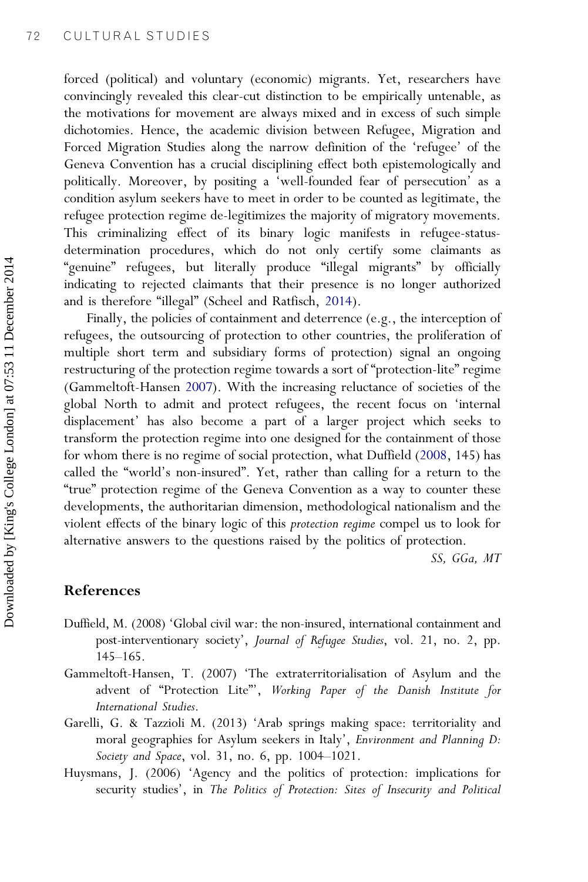forced (political) and voluntary (economic) migrants. Yet, researchers have convincingly revealed this clear-cut distinction to be empirically untenable, as the motivations for movement are always mixed and in excess of such simple dichotomies. Hence, the academic division between Refugee, Migration and Forced Migration Studies along the narrow definition of the 'refugee' of the Geneva Convention has a crucial disciplining effect both epistemologically and politically. Moreover, by positing a 'well-founded fear of persecution' as a condition asylum seekers have to meet in order to be counted as legitimate, the refugee protection regime de-legitimizes the majority of migratory movements. This criminalizing effect of its binary logic manifests in refugee-status-determination procedures, which do not only certify some claimants as "genuine" refugees, but literally produce "illegal migrants" by officially indicating to rejected claimants that their presence is no longer authorized and is therefore "illegal" (Scheel and Ratfisch, 2014).

Finally, the policies of containment and deterrence (e.g., the interception of refugees, the outsourcing of protection to other countries, the proliferation of multiple short term and subsidiary forms of protection) signal an ongoing restructuring of the protection regime towards a sort of "protection-lite" regime (Gammeltoft-Hansen 2007). With the increasing reluctance of societies of the global North to admit and protect refugees, the recent focus on 'internal displacement' has also become a part of a larger project which seeks to transform the protection regime into one designed for the containment of those for whom there is no regime of social protection, what Duffield (2008, 145) has called the "world's non-insured". Yet, rather than calling for a return to the "true" protection regime of the Geneva Convention as a way to counter these developments, the authoritarian dimension, methodological nationalism and the violent effects of the binary logic of this *protection regime* compel us to look for alternative answers to the questions raised by the politics of protection.

*SS, GGa, MT*

## References

Duffield, M. (2008) 'Global civil war: the non-insured, international containment and post-interventionary society', *Journal of Refugee Studies*, vol. 21, no. 2, pp. 145–165.

Gammeltoft-Hansen, T. (2007) 'The extraterritorialisation of Asylum and the advent of "Protection Lite"', *Working Paper of the Danish Institute for International Studies*.

Garelli, G. & Tazzioli M. (2013) 'Arab springs making space: territoriality and moral geographies for Asylum seekers in Italy', *Environment and Planning D: Society and Space*, vol. 31, no. 6, pp. 1004–1021.

Huysmans, J. (2006) 'Agency and the politics of protection: implications for security studies', in *The Politics of Protection: Sites of Insecurity and Political*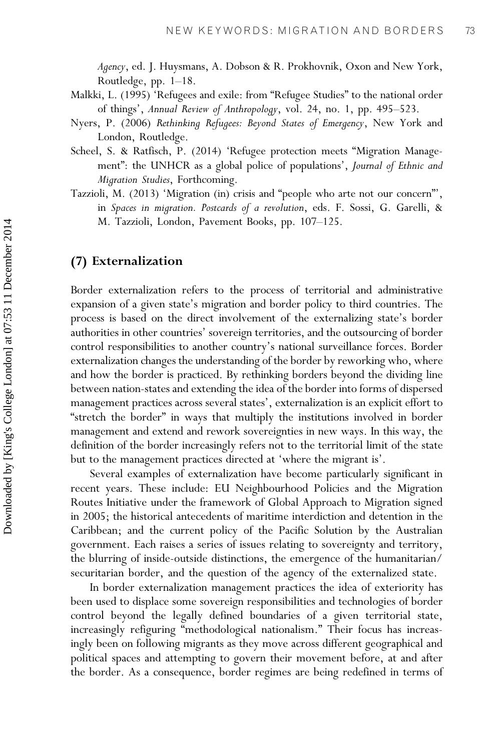*Agency*, ed. J. Huysmans, A. Dobson & R. Prokhovnik, Oxon and New York, Routledge, pp. 1–18.

Malkki, L. (1995) 'Refugees and exile: from "Refugee Studies" to the national order of things', *Annual Review of Anthropology*, vol. 24, no. 1, pp. 495–523.

Nyers, P. (2006) *Rethinking Refugees: Beyond States of Emergency*, New York and London, Routledge.

Scheel, S. & Ratfisch, P. (2014) 'Refugee protection meets "Migration Management": the UNHCR as a global police of populations', *Journal of Ethnic and Migration Studies*, Forthcoming.

Tazzioli, M. (2013) 'Migration (in) crisis and "people who arte not our concern"', in *Spaces in migration. Postcards of a revolution*, eds. F. Sossi, G. Garelli, & M. Tazzioli, London, Pavement Books, pp. 107–125.

## (7) Externalization

Border externalization refers to the process of territorial and administrative expansion of a given state's migration and border policy to third countries. The process is based on the direct involvement of the externalizing state's border authorities in other countries' sovereign territories, and the outsourcing of border control responsibilities to another country's national surveillance forces. Border externalization changes the understanding of the border by reworking who, where and how the border is practiced. By rethinking borders beyond the dividing line between nation-states and extending the idea of the border into forms of dispersed management practices across several states', externalization is an explicit effort to "stretch the border" in ways that multiply the institutions involved in border management and extend and rework sovereignties in new ways. In this way, the definition of the border increasingly refers not to the territorial limit of the state but to the management practices directed at 'where the migrant is'.

Several examples of externalization have become particularly significant in recent years. These include: EU Neighbourhood Policies and the Migration Routes Initiative under the framework of Global Approach to Migration signed in 2005; the historical antecedents of maritime interdiction and detention in the Caribbean; and the current policy of the Pacific Solution by the Australian government. Each raises a series of issues relating to sovereignty and territory, the blurring of inside-outside distinctions, the emergence of the humanitarian/securitarian border, and the question of the agency of the externalized state.

In border externalization management practices the idea of exteriority has been used to displace some sovereign responsibilities and technologies of border control beyond the legally defined boundaries of a given territorial state, increasingly refiguring "methodological nationalism." Their focus has increasingly been on following migrants as they move across different geographical and political spaces and attempting to govern their movement before, at and after the border. As a consequence, border regimes are being redefined in terms of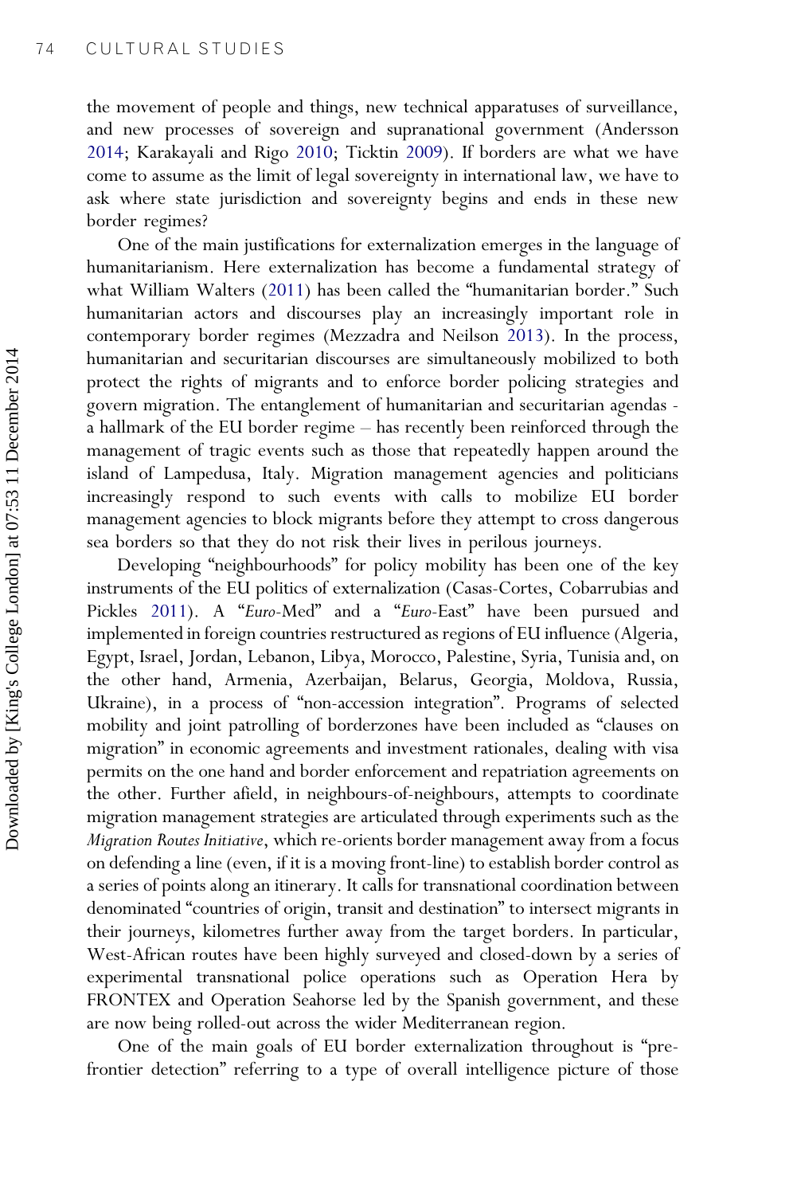the movement of people and things, new technical apparatuses of surveillance, and new processes of sovereign and supranational government (Andersson 2014; Karakayali and Rigo 2010; Ticktin 2009). If borders are what we have come to assume as the limit of legal sovereignty in international law, we have to ask where state jurisdiction and sovereignty begins and ends in these new border regimes?

One of the main justifications for externalization emerges in the language of humanitarianism. Here externalization has become a fundamental strategy of what William Walters (2011) has been called the "humanitarian border." Such humanitarian actors and discourses play an increasingly important role in contemporary border regimes (Mezzadra and Neilson 2013). In the process, humanitarian and securitarian discourses are simultaneously mobilized to both protect the rights of migrants and to enforce border policing strategies and govern migration. The entanglement of humanitarian and securitarian agendas - a hallmark of the EU border regime – has recently been reinforced through the management of tragic events such as those that repeatedly happen around the island of Lampedusa, Italy. Migration management agencies and politicians increasingly respond to such events with calls to mobilize EU border management agencies to block migrants before they attempt to cross dangerous sea borders so that they do not risk their lives in perilous journeys.

Developing "neighbourhoods" for policy mobility has been one of the key instruments of the EU politics of externalization (Casas-Cortes, Cobarrubias and Pickles 2011). A "*Euro*-Med" and a "*Euro*-East" have been pursued and implemented in foreign countries restructured as regions of EU influence (Algeria, Egypt, Israel, Jordan, Lebanon, Libya, Morocco, Palestine, Syria, Tunisia and, on the other hand, Armenia, Azerbaijan, Belarus, Georgia, Moldova, Russia, Ukraine), in a process of "non-accession integration". Programs of selected mobility and joint patrolling of borderzones have been included as "clauses on migration" in economic agreements and investment rationales, dealing with visa permits on the one hand and border enforcement and repatriation agreements on the other. Further afield, in neighbours-of-neighbours, attempts to coordinate migration management strategies are articulated through experiments such as the *Migration Routes Initiative*, which re-orients border management away from a focus on defending a line (even, if it is a moving front-line) to establish border control as a series of points along an itinerary. It calls for transnational coordination between denominated "countries of origin, transit and destination" to intersect migrants in their journeys, kilometres further away from the target borders. In particular, West-African routes have been highly surveyed and closed-down by a series of experimental transnational police operations such as Operation Hera by FRONTEX and Operation Seahorse led by the Spanish government, and these are now being rolled-out across the wider Mediterranean region.

One of the main goals of EU border externalization throughout is "pre-frontier detection" referring to a type of overall intelligence picture of those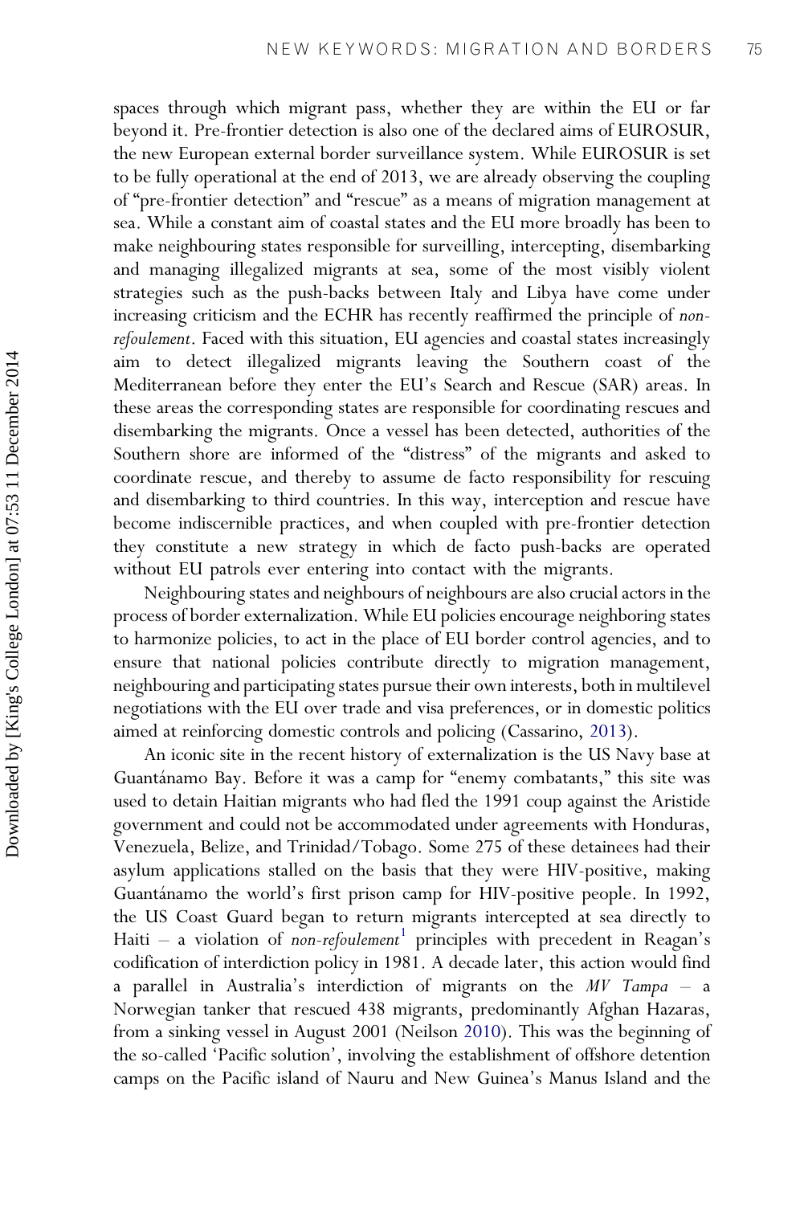spaces through which migrant pass, whether they are within the EU or far beyond it. Pre-frontier detection is also one of the declared aims of EUROSUR, the new European external border surveillance system. While EUROSUR is set to be fully operational at the end of 2013, we are already observing the coupling of "pre-frontier detection" and "rescue" as a means of migration management at sea. While a constant aim of coastal states and the EU more broadly has been to make neighbouring states responsible for surveilling, intercepting, disembarking and managing illegalized migrants at sea, some of the most visibly violent strategies such as the push-backs between Italy and Libya have come under increasing criticism and the ECHR has recently reaffirmed the principle of *non-refoulement*. Faced with this situation, EU agencies and coastal states increasingly aim to detect illegalized migrants leaving the Southern coast of the Mediterranean before they enter the EU's Search and Rescue (SAR) areas. In these areas the corresponding states are responsible for coordinating rescues and disembarking the migrants. Once a vessel has been detected, authorities of the Southern shore are informed of the "distress" of the migrants and asked to coordinate rescue, and thereby to assume de facto responsibility for rescuing and disembarking to third countries. In this way, interception and rescue have become indiscernible practices, and when coupled with pre-frontier detection they constitute a new strategy in which de facto push-backs are operated without EU patrols ever entering into contact with the migrants.

Neighbouring states and neighbours of neighbours are also crucial actors in the process of border externalization. While EU policies encourage neighboring states to harmonize policies, to act in the place of EU border control agencies, and to ensure that national policies contribute directly to migration management, neighbouring and participating states pursue their own interests, both in multilevel negotiations with the EU over trade and visa preferences, or in domestic politics aimed at reinforcing domestic controls and policing (Cassarino, 2013).

An iconic site in the recent history of externalization is the US Navy base at Guantánamo Bay. Before it was a camp for "enemy combatants," this site was used to detain Haitian migrants who had fled the 1991 coup against the Aristide government and could not be accommodated under agreements with Honduras, Venezuela, Belize, and Trinidad/Tobago. Some 275 of these detainees had their asylum applications stalled on the basis that they were HIV-positive, making Guantánamo the world's first prison camp for HIV-positive people. In 1992, the US Coast Guard began to return migrants intercepted at sea directly to Haiti – a violation of *non-refoulement*[1] principles with precedent in Reagan's codification of interdiction policy in 1981. A decade later, this action would find a parallel in Australia's interdiction of migrants on the *MV Tampa* – a Norwegian tanker that rescued 438 migrants, predominantly Afghan Hazaras, from a sinking vessel in August 2001 (Neilson 2010). This was the beginning of the so-called 'Pacific solution', involving the establishment of offshore detention camps on the Pacific island of Nauru and New Guinea's Manus Island and the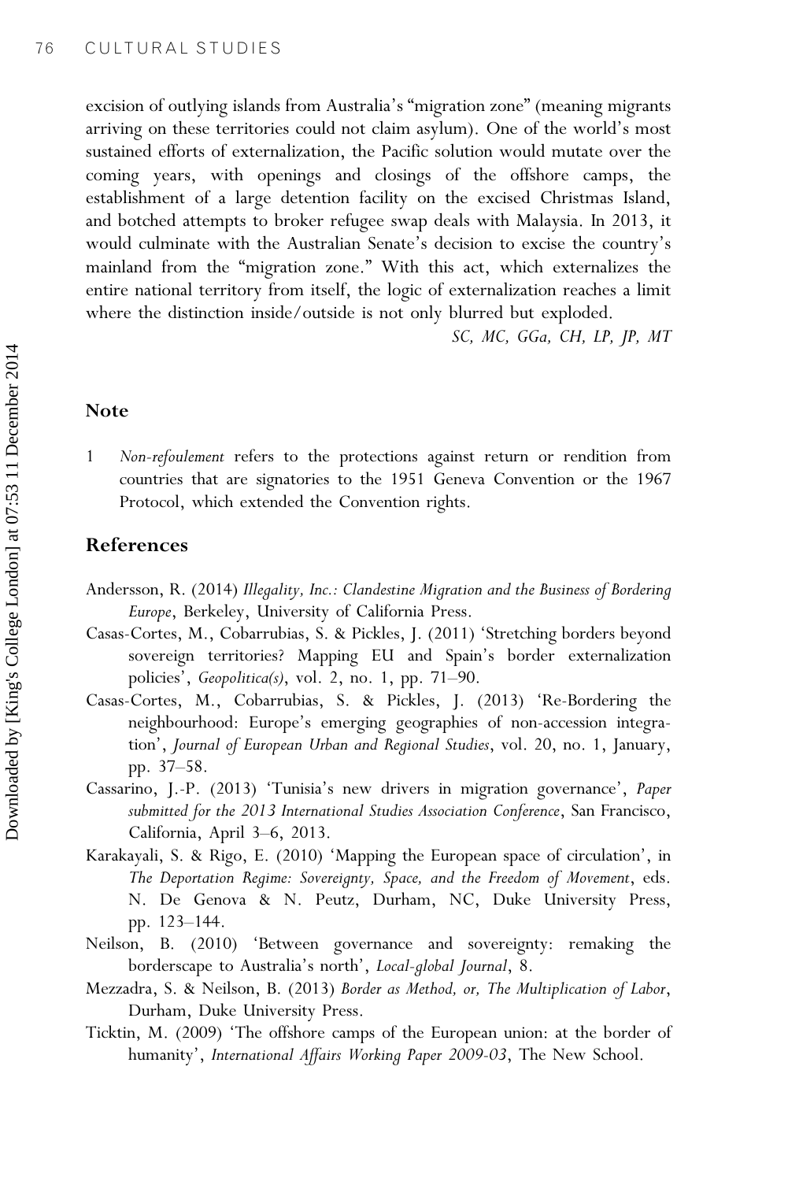excision of outlying islands from Australia's "migration zone" (meaning migrants arriving on these territories could not claim asylum). One of the world's most sustained efforts of externalization, the Pacific solution would mutate over the coming years, with openings and closings of the offshore camps, the establishment of a large detention facility on the excised Christmas Island, and botched attempts to broker refugee swap deals with Malaysia. In 2013, it would culminate with the Australian Senate's decision to excise the country's mainland from the "migration zone." With this act, which externalizes the entire national territory from itself, the logic of externalization reaches a limit where the distinction inside/outside is not only blurred but exploded.

*SC, MC, GGa, CH, LP, JP, MT*

## Note

1 *Non-refoulement* refers to the protections against return or rendition from countries that are signatories to the 1951 Geneva Convention or the 1967 Protocol, which extended the Convention rights.

## References

Andersson, R. (2014) *Illegality, Inc.: Clandestine Migration and the Business of Bordering Europe*, Berkeley, University of California Press.

Casas-Cortes, M., Cobarrubias, S. & Pickles, J. (2011) 'Stretching borders beyond sovereign territories? Mapping EU and Spain's border externalization policies', *Geopolitica(s)*, vol. 2, no. 1, pp. 71–90.

Casas-Cortes, M., Cobarrubias, S. & Pickles, J. (2013) 'Re-Bordering the neighbourhood: Europe's emerging geographies of non-accession integration', *Journal of European Urban and Regional Studies*, vol. 20, no. 1, January, pp. 37–58.

Cassarino, J.-P. (2013) 'Tunisia's new drivers in migration governance', *Paper submitted for the 2013 International Studies Association Conference*, San Francisco, California, April 3–6, 2013.

Karakayali, S. & Rigo, E. (2010) 'Mapping the European space of circulation', in *The Deportation Regime: Sovereignty, Space, and the Freedom of Movement*, eds. N. De Genova & N. Peutz, Durham, NC, Duke University Press, pp. 123–144.

Neilson, B. (2010) 'Between governance and sovereignty: remaking the borderscape to Australia's north', *Local-global Journal*, 8.

Mezzadra, S. & Neilson, B. (2013) *Border as Method, or, The Multiplication of Labor*, Durham, Duke University Press.

Ticktin, M. (2009) 'The offshore camps of the European union: at the border of humanity', *International Affairs Working Paper 2009-03*, The New School.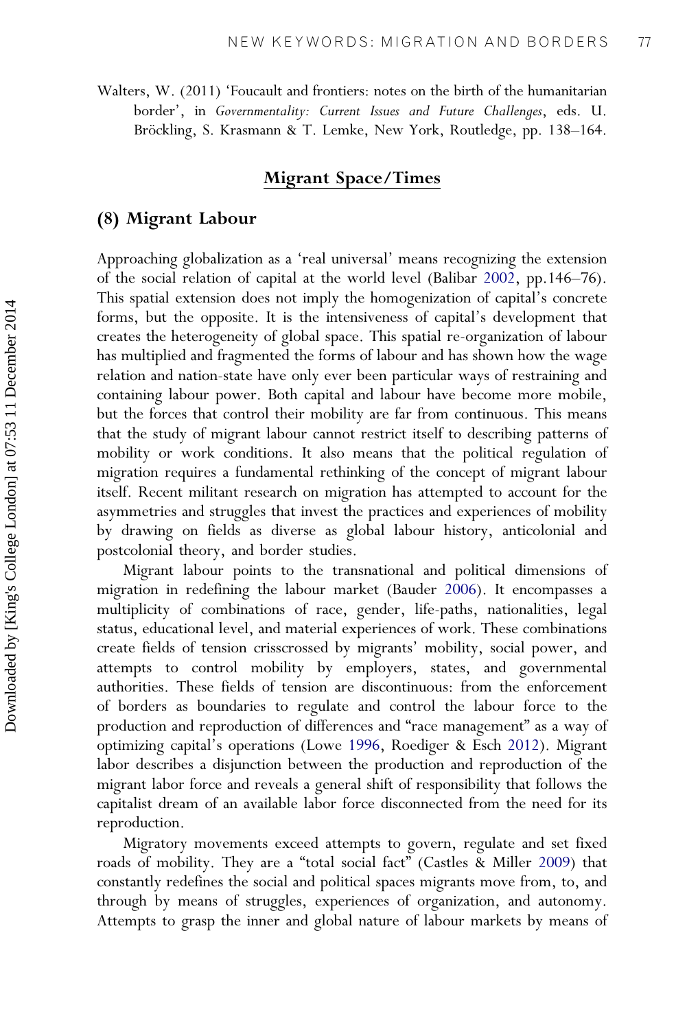Walters, W. (2011) 'Foucault and frontiers: notes on the birth of the humanitarian border', in *Governmentality: Current Issues and Future Challenges*, eds. U. Bröckling, S. Krasmann & T. Lemke, New York, Routledge, pp. 138–164.

## Migrant Space/Times

### (8) Migrant Labour

Approaching globalization as a 'real universal' means recognizing the extension of the social relation of capital at the world level (Balibar 2002, pp.146–76). This spatial extension does not imply the homogenization of capital's concrete forms, but the opposite. It is the intensiveness of capital's development that creates the heterogeneity of global space. This spatial re-organization of labour has multiplied and fragmented the forms of labour and has shown how the wage relation and nation-state have only ever been particular ways of restraining and containing labour power. Both capital and labour have become more mobile, but the forces that control their mobility are far from continuous. This means that the study of migrant labour cannot restrict itself to describing patterns of mobility or work conditions. It also means that the political regulation of migration requires a fundamental rethinking of the concept of migrant labour itself. Recent militant research on migration has attempted to account for the asymmetries and struggles that invest the practices and experiences of mobility by drawing on fields as diverse as global labour history, anticolonial and postcolonial theory, and border studies.

Migrant labour points to the transnational and political dimensions of migration in redefining the labour market (Bauder 2006). It encompasses a multiplicity of combinations of race, gender, life-paths, nationalities, legal status, educational level, and material experiences of work. These combinations create fields of tension crisscrossed by migrants' mobility, social power, and attempts to control mobility by employers, states, and governmental authorities. These fields of tension are discontinuous: from the enforcement of borders as boundaries to regulate and control the labour force to the production and reproduction of differences and "race management" as a way of optimizing capital's operations (Lowe 1996, Roediger & Esch 2012). Migrant labor describes a disjunction between the production and reproduction of the migrant labor force and reveals a general shift of responsibility that follows the capitalist dream of an available labor force disconnected from the need for its reproduction.

Migratory movements exceed attempts to govern, regulate and set fixed roads of mobility. They are a "total social fact" (Castles & Miller 2009) that constantly redefines the social and political spaces migrants move from, to, and through by means of struggles, experiences of organization, and autonomy. Attempts to grasp the inner and global nature of labour markets by means of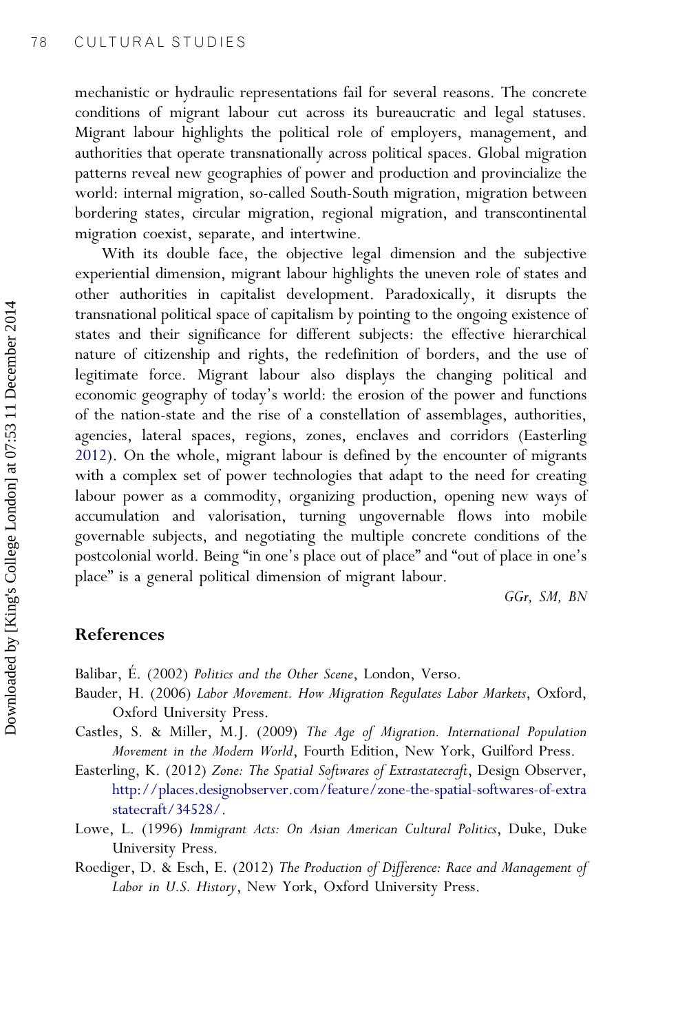mechanistic or hydraulic representations fail for several reasons. The concrete conditions of migrant labour cut across its bureaucratic and legal statuses. Migrant labour highlights the political role of employers, management, and authorities that operate transnationally across political spaces. Global migration patterns reveal new geographies of power and production and provincialize the world: internal migration, so-called South-South migration, migration between bordering states, circular migration, regional migration, and transcontinental migration coexist, separate, and intertwine.

With its double face, the objective legal dimension and the subjective experiential dimension, migrant labour highlights the uneven role of states and other authorities in capitalist development. Paradoxically, it disrupts the transnational political space of capitalism by pointing to the ongoing existence of states and their significance for different subjects: the effective hierarchical nature of citizenship and rights, the redefinition of borders, and the use of legitimate force. Migrant labour also displays the changing political and economic geography of today's world: the erosion of the power and functions of the nation-state and the rise of a constellation of assemblages, authorities, agencies, lateral spaces, regions, zones, enclaves and corridors (Easterling 2012). On the whole, migrant labour is defined by the encounter of migrants with a complex set of power technologies that adapt to the need for creating labour power as a commodity, organizing production, opening new ways of accumulation and valorisation, turning ungovernable flows into mobile governable subjects, and negotiating the multiple concrete conditions of the postcolonial world. Being "in one's place out of place" and "out of place in one's place" is a general political dimension of migrant labour.

*GGr, SM, BN*

## References

Balibar, É. (2002) *Politics and the Other Scene*, London, Verso.

Bauder, H. (2006) *Labor Movement. How Migration Regulates Labor Markets*, Oxford, Oxford University Press.

Castles, S. & Miller, M.J. (2009) *The Age of Migration. International Population Movement in the Modern World*, Fourth Edition, New York, Guilford Press.

Easterling, K. (2012) *Zone: The Spatial Softwares of Extrastatecraft*, Design Observer, http://places.designobserver.com/feature/zone-the-spatial-softwares-of-extrastatecraft/34528/.

Lowe, L. (1996) *Immigrant Acts: On Asian American Cultural Politics*, Duke, Duke University Press.

Roediger, D. & Esch, E. (2012) *The Production of Difference: Race and Management of Labor in U.S. History*, New York, Oxford University Press.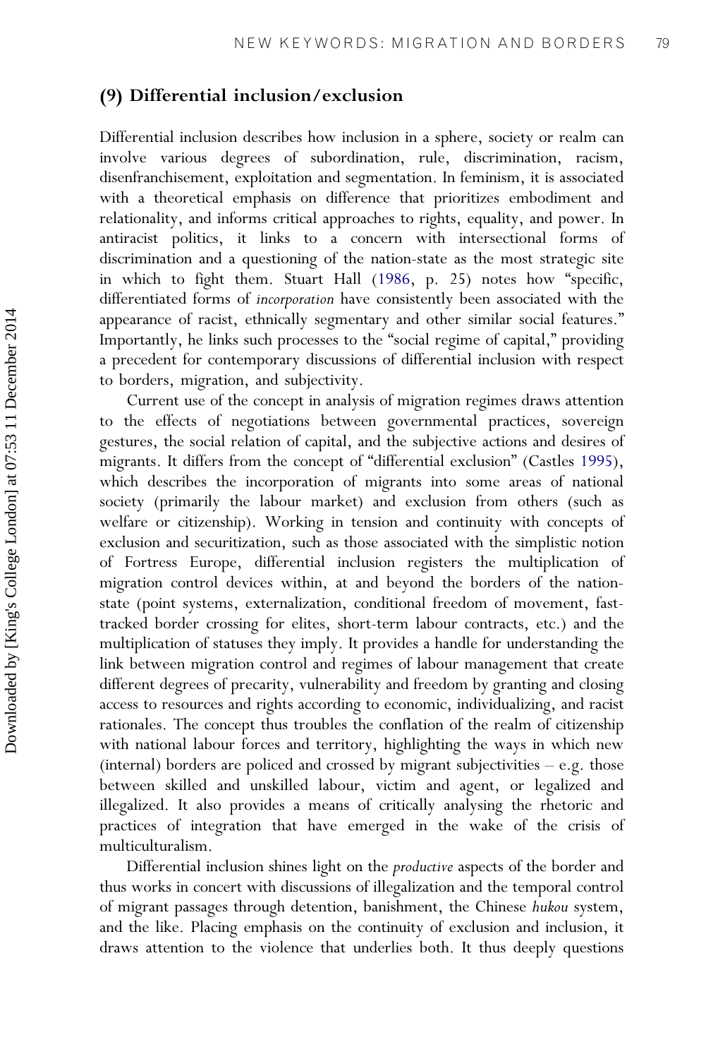## (9) Differential inclusion/exclusion

Differential inclusion describes how inclusion in a sphere, society or realm can involve various degrees of subordination, rule, discrimination, racism, disenfranchisement, exploitation and segmentation. In feminism, it is associated with a theoretical emphasis on difference that prioritizes embodiment and relationality, and informs critical approaches to rights, equality, and power. In antiracist politics, it links to a concern with intersectional forms of discrimination and a questioning of the nation-state as the most strategic site in which to fight them. Stuart Hall (1986, p. 25) notes how "specific, differentiated forms of *incorporation* have consistently been associated with the appearance of racist, ethnically segmentary and other similar social features." Importantly, he links such processes to the "social regime of capital," providing a precedent for contemporary discussions of differential inclusion with respect to borders, migration, and subjectivity.

Current use of the concept in analysis of migration regimes draws attention to the effects of negotiations between governmental practices, sovereign gestures, the social relation of capital, and the subjective actions and desires of migrants. It differs from the concept of "differential exclusion" (Castles 1995), which describes the incorporation of migrants into some areas of national society (primarily the labour market) and exclusion from others (such as welfare or citizenship). Working in tension and continuity with concepts of exclusion and securitization, such as those associated with the simplistic notion of Fortress Europe, differential inclusion registers the multiplication of migration control devices within, at and beyond the borders of the nation-state (point systems, externalization, conditional freedom of movement, fast-tracked border crossing for elites, short-term labour contracts, etc.) and the multiplication of statuses they imply. It provides a handle for understanding the link between migration control and regimes of labour management that create different degrees of precarity, vulnerability and freedom by granting and closing access to resources and rights according to economic, individualizing, and racist rationales. The concept thus troubles the conflation of the realm of citizenship with national labour forces and territory, highlighting the ways in which new (internal) borders are policed and crossed by migrant subjectivities – e.g. those between skilled and unskilled labour, victim and agent, or legalized and illegalized. It also provides a means of critically analysing the rhetoric and practices of integration that have emerged in the wake of the crisis of multiculturalism.

Differential inclusion shines light on the *productive* aspects of the border and thus works in concert with discussions of illegalization and the temporal control of migrant passages through detention, banishment, the Chinese *hukou* system, and the like. Placing emphasis on the continuity of exclusion and inclusion, it draws attention to the violence that underlies both. It thus deeply questions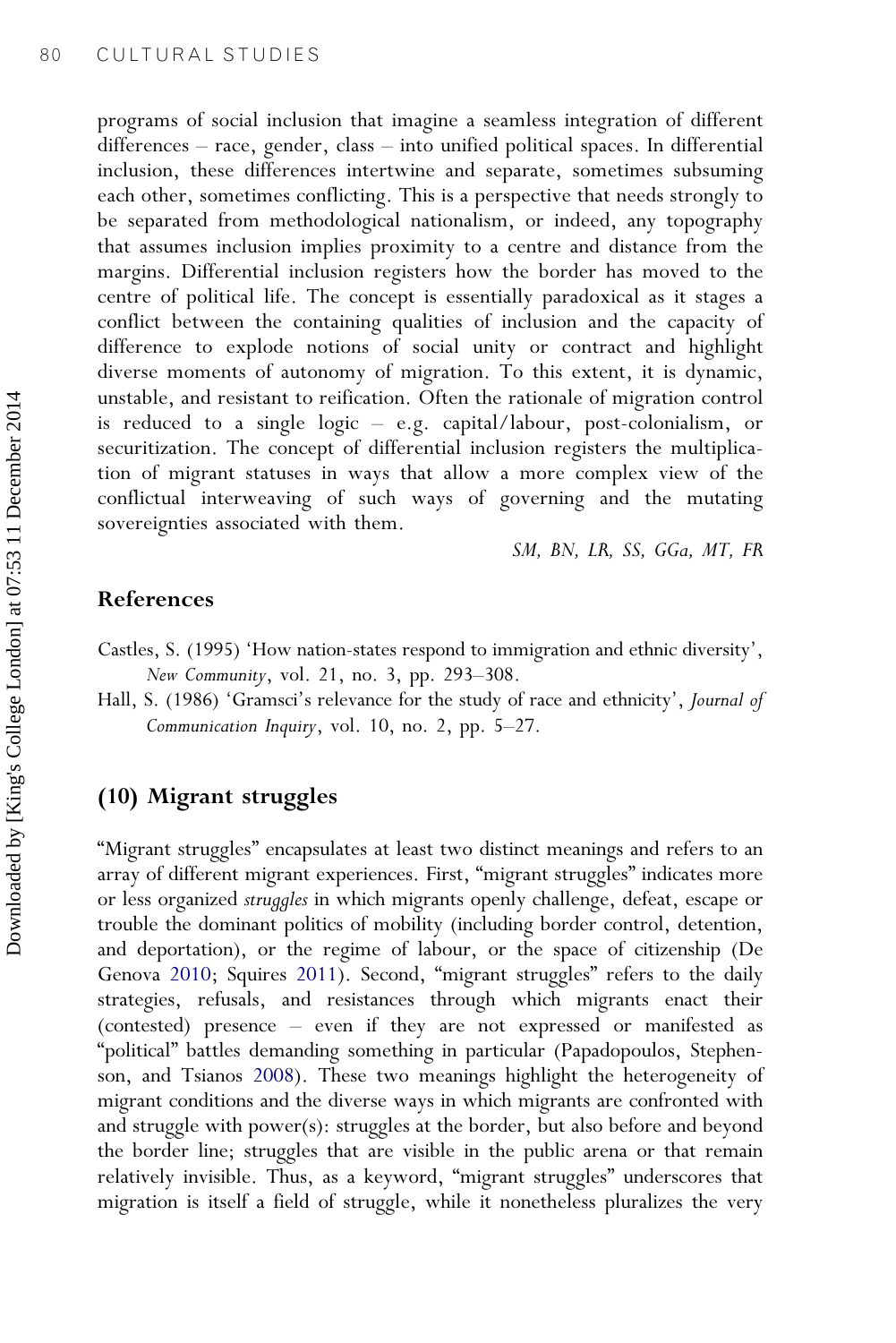programs of social inclusion that imagine a seamless integration of different differences – race, gender, class – into unified political spaces. In differential inclusion, these differences intertwine and separate, sometimes subsuming each other, sometimes conflicting. This is a perspective that needs strongly to be separated from methodological nationalism, or indeed, any topography that assumes inclusion implies proximity to a centre and distance from the margins. Differential inclusion registers how the border has moved to the centre of political life. The concept is essentially paradoxical as it stages a conflict between the containing qualities of inclusion and the capacity of difference to explode notions of social unity or contract and highlight diverse moments of autonomy of migration. To this extent, it is dynamic, unstable, and resistant to reification. Often the rationale of migration control is reduced to a single logic – e.g. capital/labour, post-colonialism, or securitization. The concept of differential inclusion registers the multiplication of migrant statuses in ways that allow a more complex view of the conflictual interweaving of such ways of governing and the mutating sovereignties associated with them.

*SM, BN, LR, SS, GGa, MT, FR*

## References

Castles, S. (1995) 'How nation-states respond to immigration and ethnic diversity', *New Community*, vol. 21, no. 3, pp. 293–308.

Hall, S. (1986) 'Gramsci's relevance for the study of race and ethnicity', *Journal of Communication Inquiry*, vol. 10, no. 2, pp. 5–27.

## (10) Migrant struggles

"Migrant struggles" encapsulates at least two distinct meanings and refers to an array of different migrant experiences. First, "migrant struggles" indicates more or less organized *struggles* in which migrants openly challenge, defeat, escape or trouble the dominant politics of mobility (including border control, detention, and deportation), or the regime of labour, or the space of citizenship (De Genova 2010; Squires 2011). Second, "migrant struggles" refers to the daily strategies, refusals, and resistances through which migrants enact their (contested) presence – even if they are not expressed or manifested as "political" battles demanding something in particular (Papadopoulos, Stephenson, and Tsianos 2008). These two meanings highlight the heterogeneity of migrant conditions and the diverse ways in which migrants are confronted with and struggle with power(s): struggles at the border, but also before and beyond the border line; struggles that are visible in the public arena or that remain relatively invisible. Thus, as a keyword, "migrant struggles" underscores that migration is itself a field of struggle, while it nonetheless pluralizes the very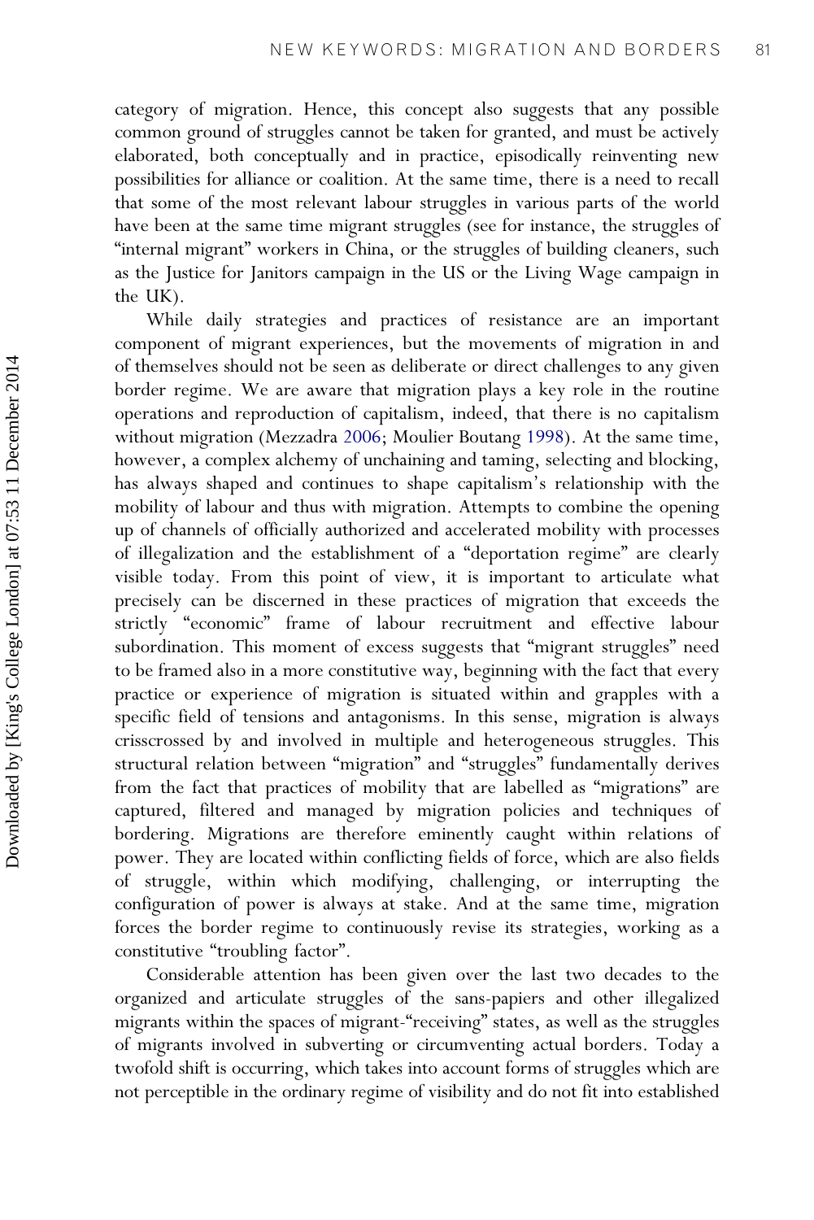category of migration. Hence, this concept also suggests that any possible common ground of struggles cannot be taken for granted, and must be actively elaborated, both conceptually and in practice, episodically reinventing new possibilities for alliance or coalition. At the same time, there is a need to recall that some of the most relevant labour struggles in various parts of the world have been at the same time migrant struggles (see for instance, the struggles of "internal migrant" workers in China, or the struggles of building cleaners, such as the Justice for Janitors campaign in the US or the Living Wage campaign in the UK).

While daily strategies and practices of resistance are an important component of migrant experiences, but the movements of migration in and of themselves should not be seen as deliberate or direct challenges to any given border regime. We are aware that migration plays a key role in the routine operations and reproduction of capitalism, indeed, that there is no capitalism without migration (Mezzadra 2006; Moulier Boutang 1998). At the same time, however, a complex alchemy of unchaining and taming, selecting and blocking, has always shaped and continues to shape capitalism's relationship with the mobility of labour and thus with migration. Attempts to combine the opening up of channels of officially authorized and accelerated mobility with processes of illegalization and the establishment of a "deportation regime" are clearly visible today. From this point of view, it is important to articulate what precisely can be discerned in these practices of migration that exceeds the strictly "economic" frame of labour recruitment and effective labour subordination. This moment of excess suggests that "migrant struggles" need to be framed also in a more constitutive way, beginning with the fact that every practice or experience of migration is situated within and grapples with a specific field of tensions and antagonisms. In this sense, migration is always crisscrossed by and involved in multiple and heterogeneous struggles. This structural relation between "migration" and "struggles" fundamentally derives from the fact that practices of mobility that are labelled as "migrations" are captured, filtered and managed by migration policies and techniques of bordering. Migrations are therefore eminently caught within relations of power. They are located within conflicting fields of force, which are also fields of struggle, within which modifying, challenging, or interrupting the configuration of power is always at stake. And at the same time, migration forces the border regime to continuously revise its strategies, working as a constitutive "troubling factor".

Considerable attention has been given over the last two decades to the organized and articulate struggles of the sans-papiers and other illegalized migrants within the spaces of migrant-"receiving" states, as well as the struggles of migrants involved in subverting or circumventing actual borders. Today a twofold shift is occurring, which takes into account forms of struggles which are not perceptible in the ordinary regime of visibility and do not fit into established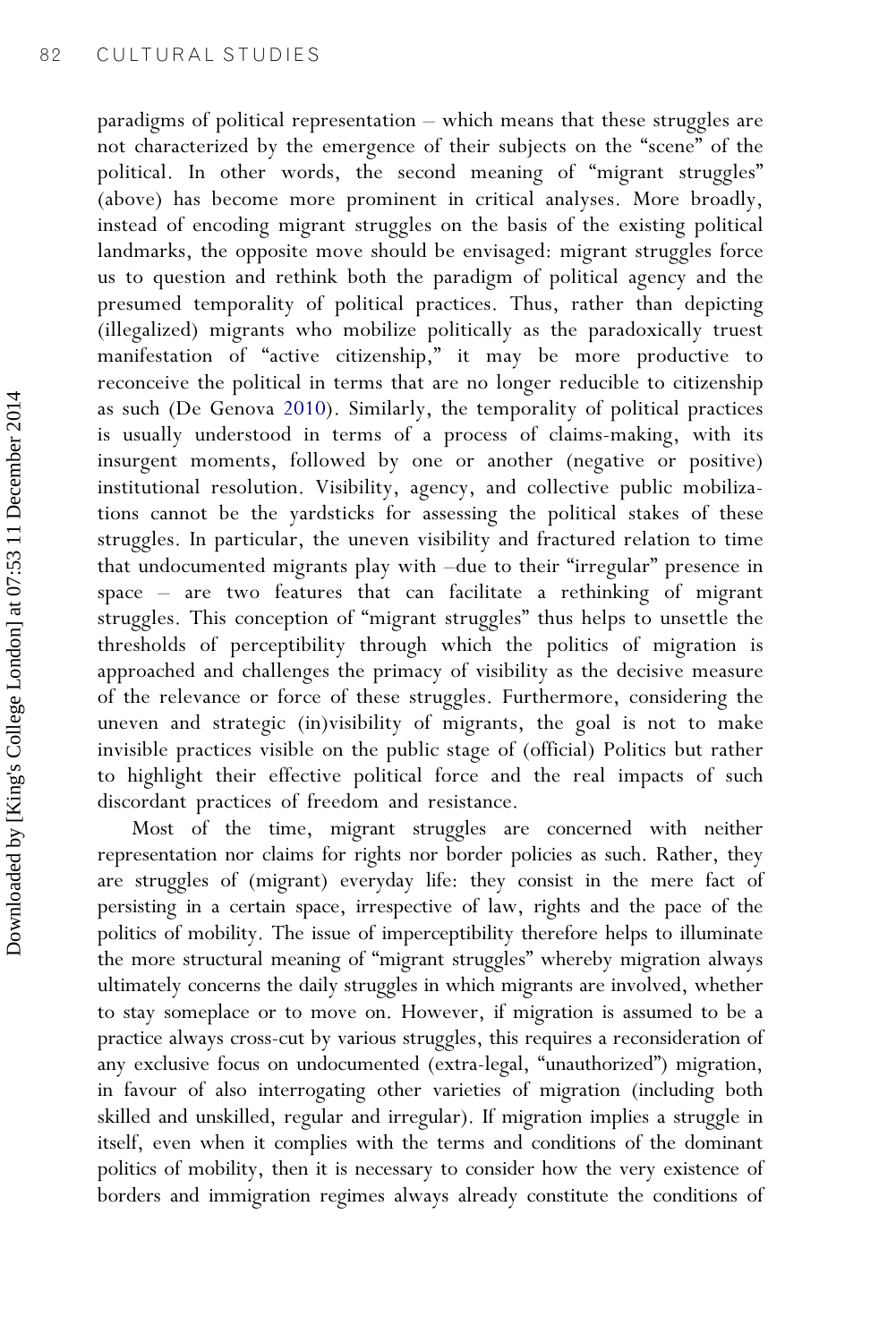paradigms of political representation – which means that these struggles are not characterized by the emergence of their subjects on the "scene" of the political. In other words, the second meaning of "migrant struggles" (above) has become more prominent in critical analyses. More broadly, instead of encoding migrant struggles on the basis of the existing political landmarks, the opposite move should be envisaged: migrant struggles force us to question and rethink both the paradigm of political agency and the presumed temporality of political practices. Thus, rather than depicting (illegalized) migrants who mobilize politically as the paradoxically truest manifestation of "active citizenship," it may be more productive to reconceive the political in terms that are no longer reducible to citizenship as such (De Genova 2010). Similarly, the temporality of political practices is usually understood in terms of a process of claims-making, with its insurgent moments, followed by one or another (negative or positive) institutional resolution. Visibility, agency, and collective public mobilizations cannot be the yardsticks for assessing the political stakes of these struggles. In particular, the uneven visibility and fractured relation to time that undocumented migrants play with –due to their "irregular" presence in space – are two features that can facilitate a rethinking of migrant struggles. This conception of "migrant struggles" thus helps to unsettle the thresholds of perceptibility through which the politics of migration is approached and challenges the primacy of visibility as the decisive measure of the relevance or force of these struggles. Furthermore, considering the uneven and strategic (in)visibility of migrants, the goal is not to make invisible practices visible on the public stage of (official) Politics but rather to highlight their effective political force and the real impacts of such discordant practices of freedom and resistance.

Most of the time, migrant struggles are concerned with neither representation nor claims for rights nor border policies as such. Rather, they are struggles of (migrant) everyday life: they consist in the mere fact of persisting in a certain space, irrespective of law, rights and the pace of the politics of mobility. The issue of imperceptibility therefore helps to illuminate the more structural meaning of "migrant struggles" whereby migration always ultimately concerns the daily struggles in which migrants are involved, whether to stay someplace or to move on. However, if migration is assumed to be a practice always cross-cut by various struggles, this requires a reconsideration of any exclusive focus on undocumented (extra-legal, "unauthorized") migration, in favour of also interrogating other varieties of migration (including both skilled and unskilled, regular and irregular). If migration implies a struggle in itself, even when it complies with the terms and conditions of the dominant politics of mobility, then it is necessary to consider how the very existence of borders and immigration regimes always already constitute the conditions of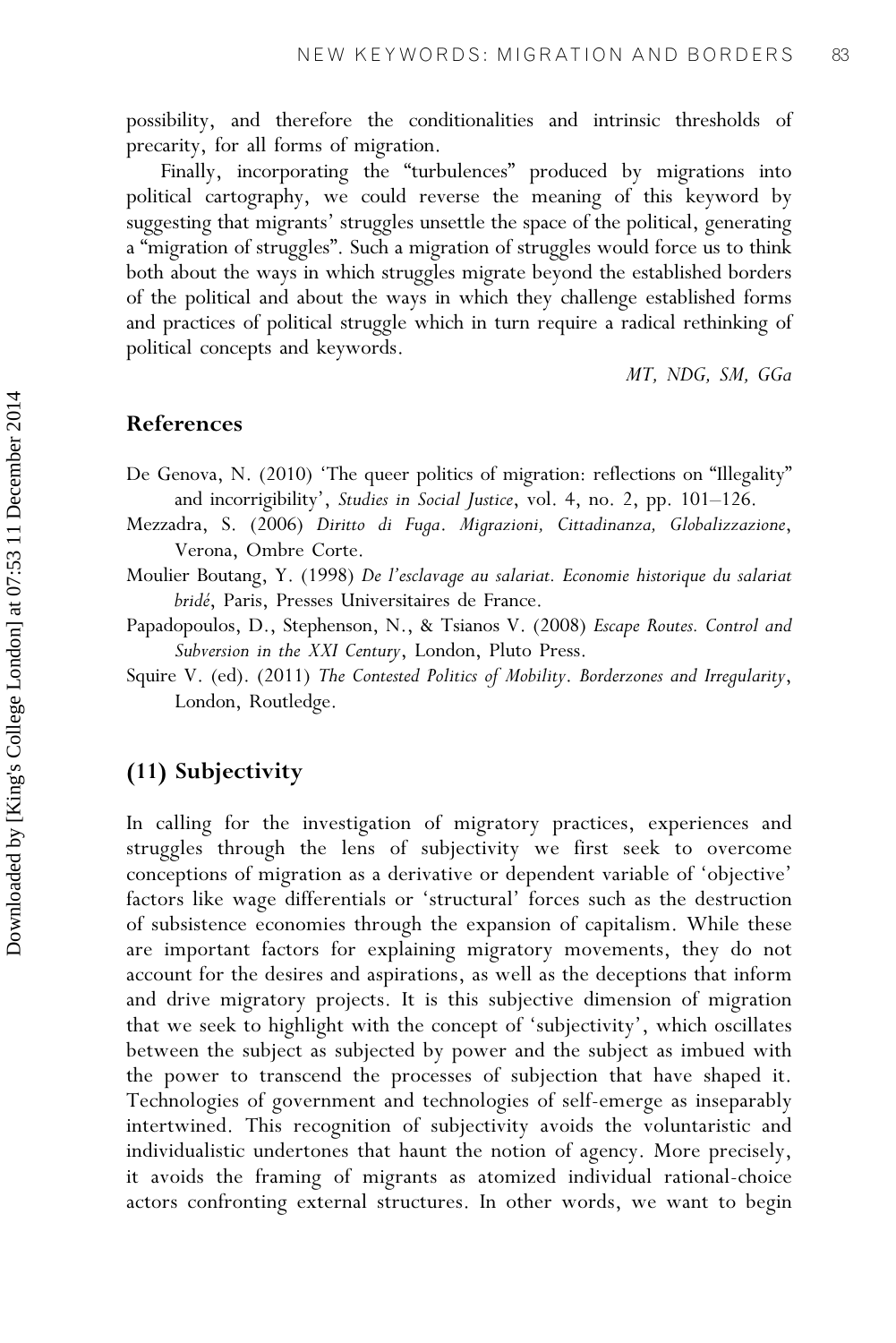possibility, and therefore the conditionalities and intrinsic thresholds of precarity, for all forms of migration.

Finally, incorporating the "turbulences" produced by migrations into political cartography, we could reverse the meaning of this keyword by suggesting that migrants' struggles unsettle the space of the political, generating a "migration of struggles". Such a migration of struggles would force us to think both about the ways in which struggles migrate beyond the established borders of the political and about the ways in which they challenge established forms and practices of political struggle which in turn require a radical rethinking of political concepts and keywords.

*MT, NDG, SM, GGa*

## References

De Genova, N. (2010) 'The queer politics of migration: reflections on "Illegality" and incorrigibility', *Studies in Social Justice*, vol. 4, no. 2, pp. 101–126.

Mezzadra, S. (2006) *Diritto di Fuga. Migrazioni, Cittadinanza, Globalizzazione*, Verona, Ombre Corte.

Moulier Boutang, Y. (1998) *De l'esclavage au salariat. Economie historique du salariat bridé*, Paris, Presses Universitaires de France.

Papadopoulos, D., Stephenson, N., & Tsianos V. (2008) *Escape Routes. Control and Subversion in the XXI Century*, London, Pluto Press.

Squire V. (ed). (2011) *The Contested Politics of Mobility. Borderzones and Irregularity*, London, Routledge.

## (11) Subjectivity

In calling for the investigation of migratory practices, experiences and struggles through the lens of subjectivity we first seek to overcome conceptions of migration as a derivative or dependent variable of 'objective' factors like wage differentials or 'structural' forces such as the destruction of subsistence economies through the expansion of capitalism. While these are important factors for explaining migratory movements, they do not account for the desires and aspirations, as well as the deceptions that inform and drive migratory projects. It is this subjective dimension of migration that we seek to highlight with the concept of 'subjectivity', which oscillates between the subject as subjected by power and the subject as imbued with the power to transcend the processes of subjection that have shaped it. Technologies of government and technologies of self-emerge as inseparably intertwined. This recognition of subjectivity avoids the voluntaristic and individualistic undertones that haunt the notion of agency. More precisely, it avoids the framing of migrants as atomized individual rational-choice actors confronting external structures. In other words, we want to begin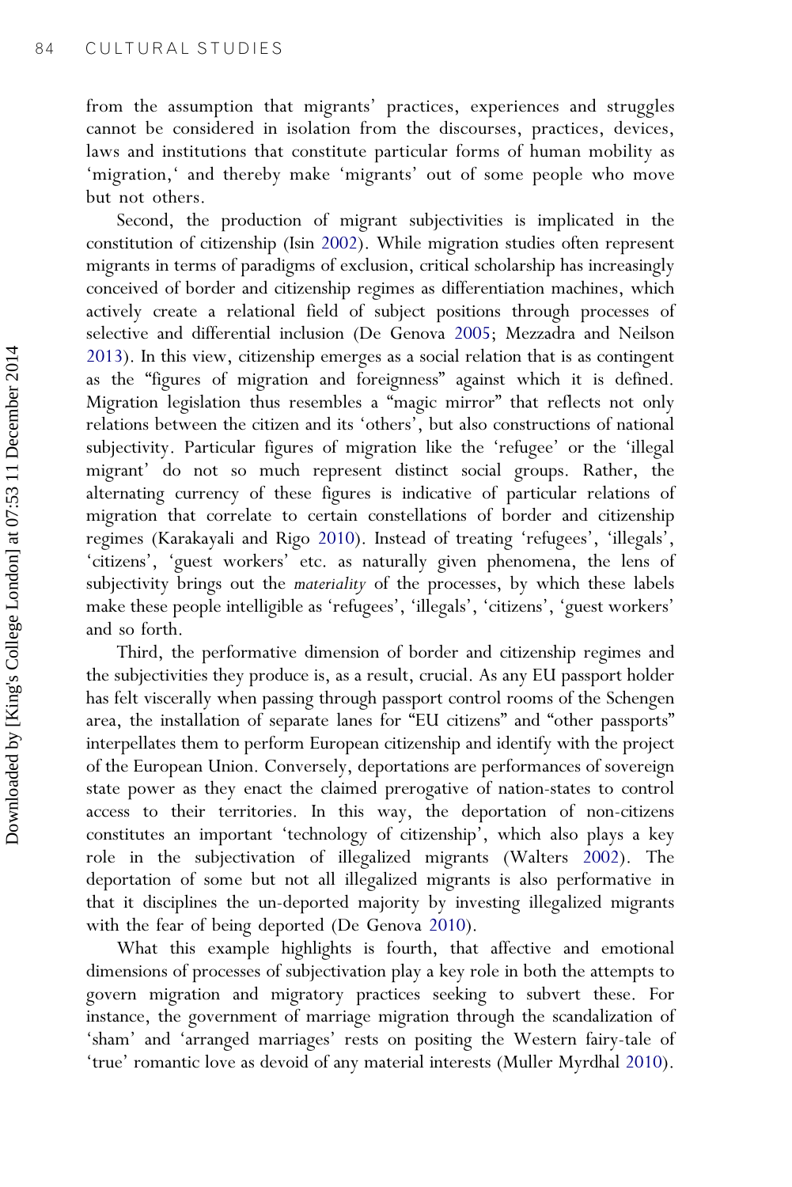from the assumption that migrants' practices, experiences and struggles cannot be considered in isolation from the discourses, practices, devices, laws and institutions that constitute particular forms of human mobility as 'migration,' and thereby make 'migrants' out of some people who move but not others.

Second, the production of migrant subjectivities is implicated in the constitution of citizenship (Isin 2002). While migration studies often represent migrants in terms of paradigms of exclusion, critical scholarship has increasingly conceived of border and citizenship regimes as differentiation machines, which actively create a relational field of subject positions through processes of selective and differential inclusion (De Genova 2005; Mezzadra and Neilson 2013). In this view, citizenship emerges as a social relation that is as contingent as the "figures of migration and foreignness" against which it is defined. Migration legislation thus resembles a "magic mirror" that reflects not only relations between the citizen and its 'others', but also constructions of national subjectivity. Particular figures of migration like the 'refugee' or the 'illegal migrant' do not so much represent distinct social groups. Rather, the alternating currency of these figures is indicative of particular relations of migration that correlate to certain constellations of border and citizenship regimes (Karakayali and Rigo 2010). Instead of treating 'refugees', 'illegals', 'citizens', 'guest workers' etc. as naturally given phenomena, the lens of subjectivity brings out the *materiality* of the processes, by which these labels make these people intelligible as 'refugees', 'illegals', 'citizens', 'guest workers' and so forth.

Third, the performative dimension of border and citizenship regimes and the subjectivities they produce is, as a result, crucial. As any EU passport holder has felt viscerally when passing through passport control rooms of the Schengen area, the installation of separate lanes for "EU citizens" and "other passports" interpellates them to perform European citizenship and identify with the project of the European Union. Conversely, deportations are performances of sovereign state power as they enact the claimed prerogative of nation-states to control access to their territories. In this way, the deportation of non-citizens constitutes an important 'technology of citizenship', which also plays a key role in the subjectivation of illegalized migrants (Walters 2002). The deportation of some but not all illegalized migrants is also performative in that it disciplines the un-deported majority by investing illegalized migrants with the fear of being deported (De Genova 2010).

What this example highlights is fourth, that affective and emotional dimensions of processes of subjectivation play a key role in both the attempts to govern migration and migratory practices seeking to subvert these. For instance, the government of marriage migration through the scandalization of 'sham' and 'arranged marriages' rests on positing the Western fairy-tale of 'true' romantic love as devoid of any material interests (Muller Myrdhal 2010).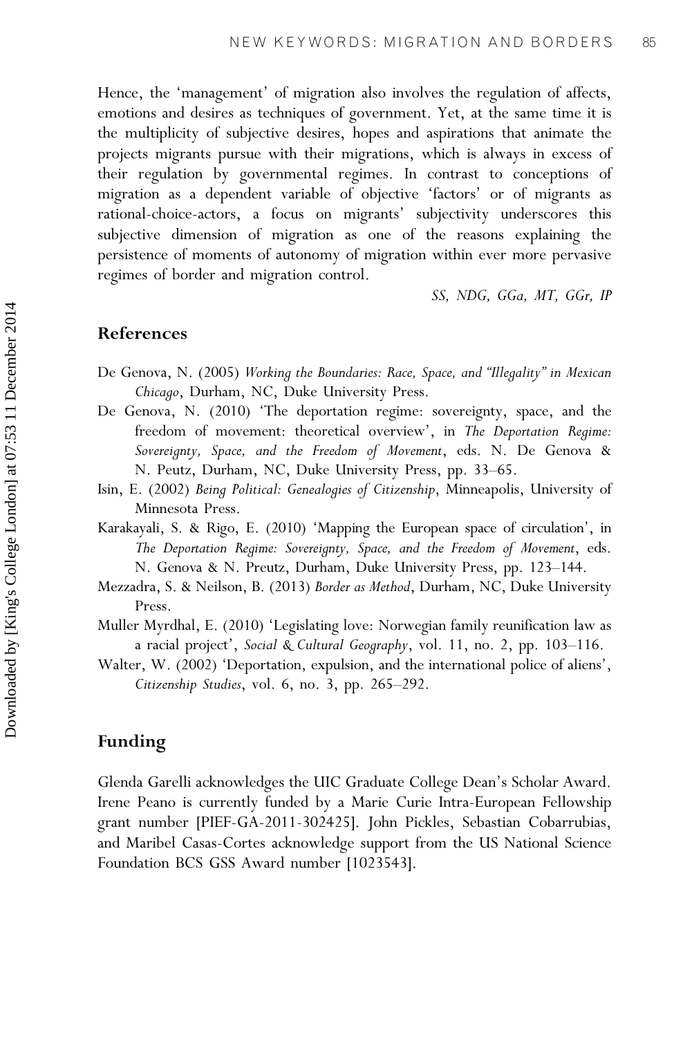Hence, the 'management' of migration also involves the regulation of affects, emotions and desires as techniques of government. Yet, at the same time it is the multiplicity of subjective desires, hopes and aspirations that animate the projects migrants pursue with their migrations, which is always in excess of their regulation by governmental regimes. In contrast to conceptions of migration as a dependent variable of objective 'factors' or of migrants as rational-choice-actors, a focus on migrants' subjectivity underscores this subjective dimension of migration as one of the reasons explaining the persistence of moments of autonomy of migration within ever more pervasive regimes of border and migration control.

*SS, NDG, GGa, MT, GGr, IP*

## References

De Genova, N. (2005) *Working the Boundaries: Race, Space, and "Illegality" in Mexican Chicago*, Durham, NC, Duke University Press.

De Genova, N. (2010) 'The deportation regime: sovereignty, space, and the freedom of movement: theoretical overview', in *The Deportation Regime: Sovereignty, Space, and the Freedom of Movement*, eds. N. De Genova & N. Peutz, Durham, NC, Duke University Press, pp. 33–65.

Isin, E. (2002) *Being Political: Genealogies of Citizenship*, Minneapolis, University of Minnesota Press.

Karakayali, S. & Rigo, E. (2010) 'Mapping the European space of circulation', in *The Deportation Regime: Sovereignty, Space, and the Freedom of Movement*, eds. N. Genova & N. Preutz, Durham, Duke University Press, pp. 123–144.

Mezzadra, S. & Neilson, B. (2013) *Border as Method*, Durham, NC, Duke University Press.

Muller Myrdhal, E. (2010) 'Legislating love: Norwegian family reunification law as a racial project', *Social & Cultural Geography*, vol. 11, no. 2, pp. 103–116.

Walter, W. (2002) 'Deportation, expulsion, and the international police of aliens', *Citizenship Studies*, vol. 6, no. 3, pp. 265–292.

## Funding

Glenda Garelli acknowledges the UIC Graduate College Dean's Scholar Award. Irene Peano is currently funded by a Marie Curie Intra-European Fellowship grant number [PIEF-GA-2011-302425]. John Pickles, Sebastian Cobarrubias, and Maribel Casas-Cortes acknowledge support from the US National Science Foundation BCS GSS Award number [1023543].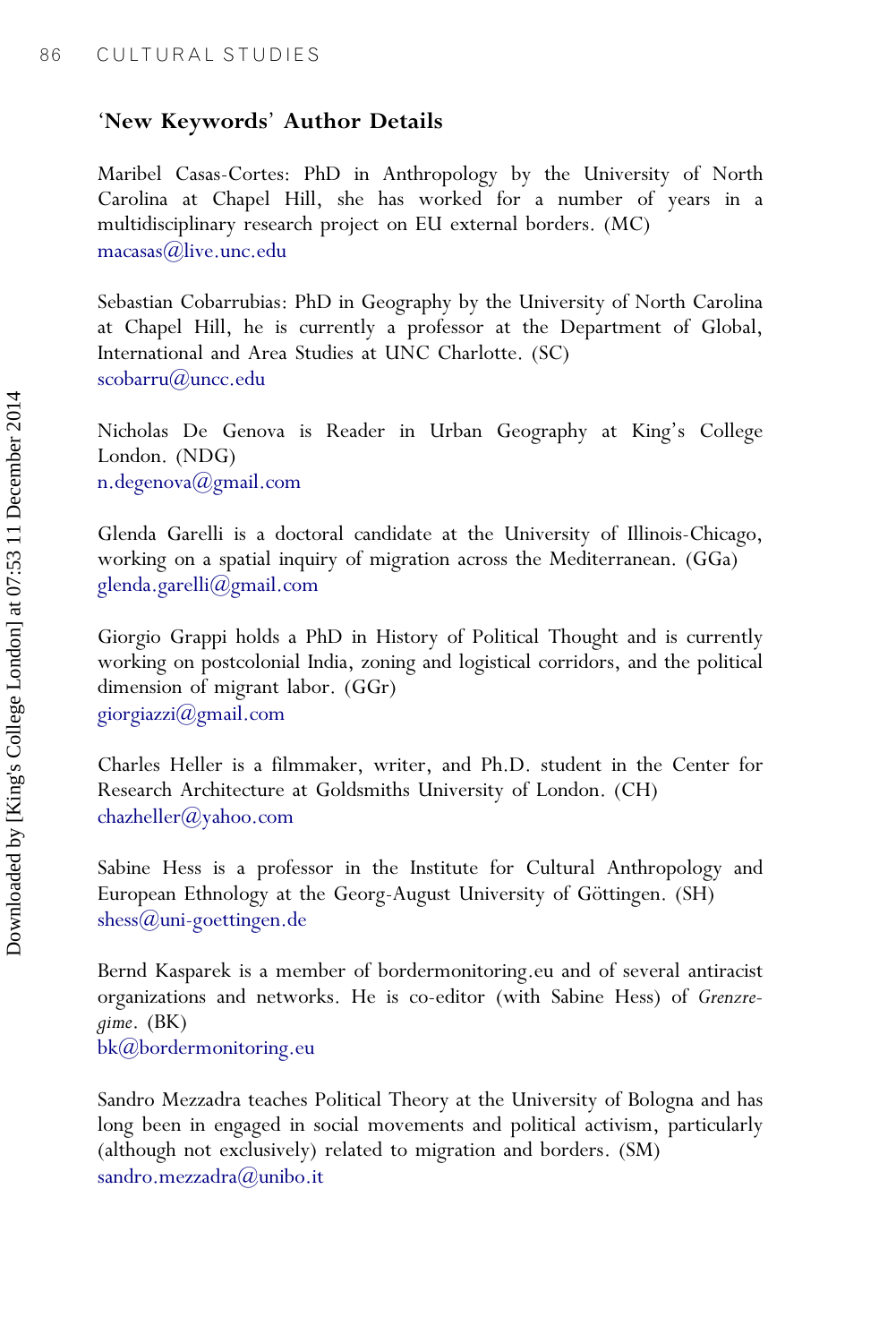## 'New Keywords' Author Details

Maribel Casas-Cortes: PhD in Anthropology by the University of North Carolina at Chapel Hill, she has worked for a number of years in a multidisciplinary research project on EU external borders. (MC)
macasas@live.unc.edu

Sebastian Cobarrubias: PhD in Geography by the University of North Carolina at Chapel Hill, he is currently a professor at the Department of Global, International and Area Studies at UNC Charlotte. (SC)
scobarru@uncc.edu

Nicholas De Genova is Reader in Urban Geography at King's College London. (NDG)
n.degenova@gmail.com

Glenda Garelli is a doctoral candidate at the University of Illinois-Chicago, working on a spatial inquiry of migration across the Mediterranean. (GGa)
glenda.garelli@gmail.com

Giorgio Grappi holds a PhD in History of Political Thought and is currently working on postcolonial India, zoning and logistical corridors, and the political dimension of migrant labor. (GGr)
giorgiazzi@gmail.com

Charles Heller is a filmmaker, writer, and Ph.D. student in the Center for Research Architecture at Goldsmiths University of London. (CH)
chazheller@yahoo.com

Sabine Hess is a professor in the Institute for Cultural Anthropology and European Ethnology at the Georg-August University of Göttingen. (SH)
shess@uni-goettingen.de

Bernd Kasparek is a member of bordermonitoring.eu and of several antiracist organizations and networks. He is co-editor (with Sabine Hess) of *Grenzregime*. (BK)
bk@bordermonitoring.eu

Sandro Mezzadra teaches Political Theory at the University of Bologna and has long been in engaged in social movements and political activism, particularly (although not exclusively) related to migration and borders. (SM)
sandro.mezzadra@unibo.it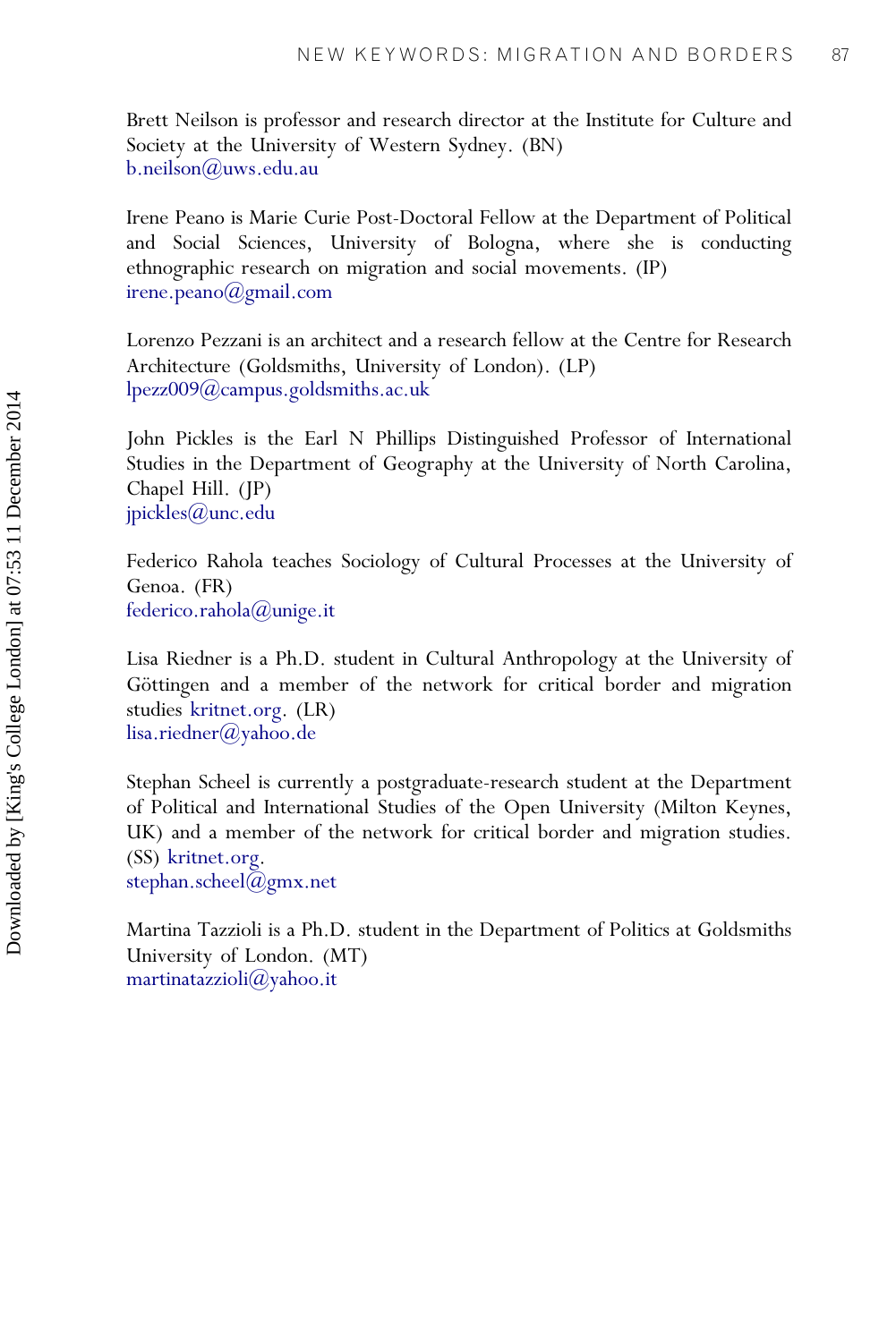Brett Neilson is professor and research director at the Institute for Culture and Society at the University of Western Sydney. (BN)
b.neilson@uws.edu.au

Irene Peano is Marie Curie Post-Doctoral Fellow at the Department of Political and Social Sciences, University of Bologna, where she is conducting ethnographic research on migration and social movements. (IP)
irene.peano@gmail.com

Lorenzo Pezzani is an architect and a research fellow at the Centre for Research Architecture (Goldsmiths, University of London). (LP)
lpezz009@campus.goldsmiths.ac.uk

John Pickles is the Earl N Phillips Distinguished Professor of International Studies in the Department of Geography at the University of North Carolina, Chapel Hill. (JP)
jpickles@unc.edu

Federico Rahola teaches Sociology of Cultural Processes at the University of Genoa. (FR)
federico.rahola@unige.it

Lisa Riedner is a Ph.D. student in Cultural Anthropology at the University of Göttingen and a member of the network for critical border and migration studies kritnet.org. (LR)
lisa.riedner@yahoo.de

Stephan Scheel is currently a postgraduate-research student at the Department of Political and International Studies of the Open University (Milton Keynes, UK) and a member of the network for critical border and migration studies. (SS) kritnet.org.
stephan.scheel@gmx.net

Martina Tazzioli is a Ph.D. student in the Department of Politics at Goldsmiths University of London. (MT)
martinatazzioli@yahoo.it